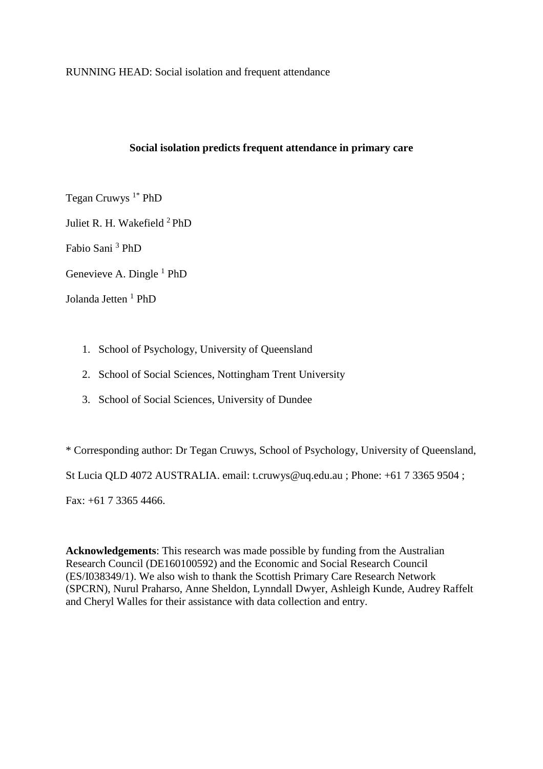RUNNING HEAD: Social isolation and frequent attendance

# Social isolation predicts frequent attendance in primary care

Tegan Cruwys [1*] PhD

Juliet R. H. Wakefield [2] PhD

Fabio Sani [3] PhD

Genevieve A. Dingle [1] PhD

Jolanda Jetten [1] PhD

1. School of Psychology, University of Queensland
2. School of Social Sciences, Nottingham Trent University
3. School of Social Sciences, University of Dundee

* Corresponding author: Dr Tegan Cruwys, School of Psychology, University of Queensland, St Lucia QLD 4072 AUSTRALIA. email: t.cruwys@uq.edu.au ; Phone: +61 7 3365 9504 ; Fax: +61 7 3365 4466.

**Acknowledgements**: This research was made possible by funding from the Australian Research Council (DE160100592) and the Economic and Social Research Council (ES/I038349/1). We also wish to thank the Scottish Primary Care Research Network (SPCRN), Nurul Praharso, Anne Sheldon, Lynndall Dwyer, Ashleigh Kunde, Audrey Raffelt and Cheryl Walles for their assistance with data collection and entry.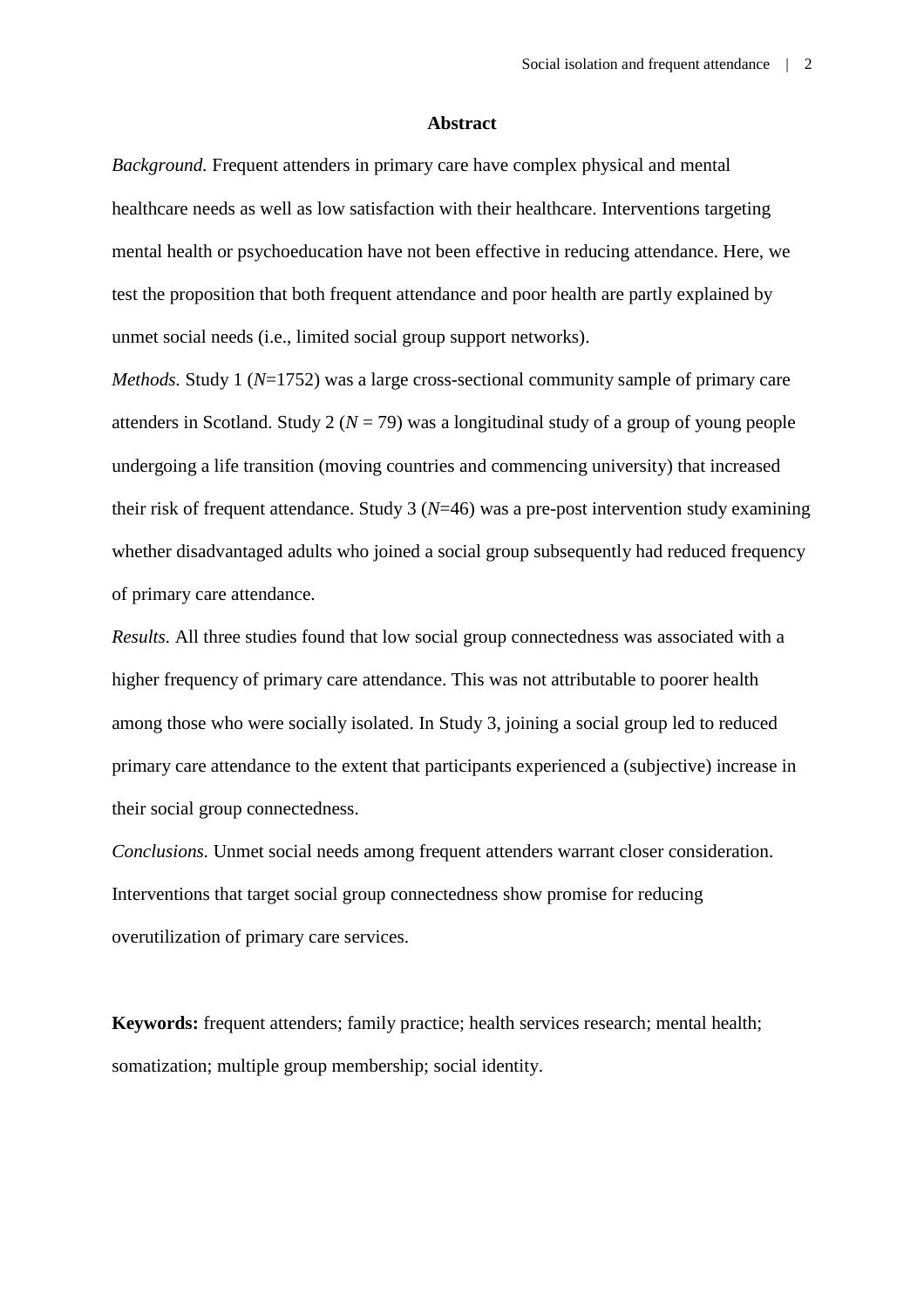## Abstract

*Background.* Frequent attenders in primary care have complex physical and mental healthcare needs as well as low satisfaction with their healthcare. Interventions targeting mental health or psychoeducation have not been effective in reducing attendance. Here, we test the proposition that both frequent attendance and poor health are partly explained by unmet social needs (i.e., limited social group support networks).

*Methods.* Study 1 ($N$=1752) was a large cross-sectional community sample of primary care attenders in Scotland. Study 2 ($N$ = 79) was a longitudinal study of a group of young people undergoing a life transition (moving countries and commencing university) that increased their risk of frequent attendance. Study 3 ($N$=46) was a pre-post intervention study examining whether disadvantaged adults who joined a social group subsequently had reduced frequency of primary care attendance.

*Results.* All three studies found that low social group connectedness was associated with a higher frequency of primary care attendance. This was not attributable to poorer health among those who were socially isolated. In Study 3, joining a social group led to reduced primary care attendance to the extent that participants experienced a (subjective) increase in their social group connectedness.

*Conclusions.* Unmet social needs among frequent attenders warrant closer consideration. Interventions that target social group connectedness show promise for reducing overutilization of primary care services.

**Keywords:** frequent attenders; family practice; health services research; mental health; somatization; multiple group membership; social identity.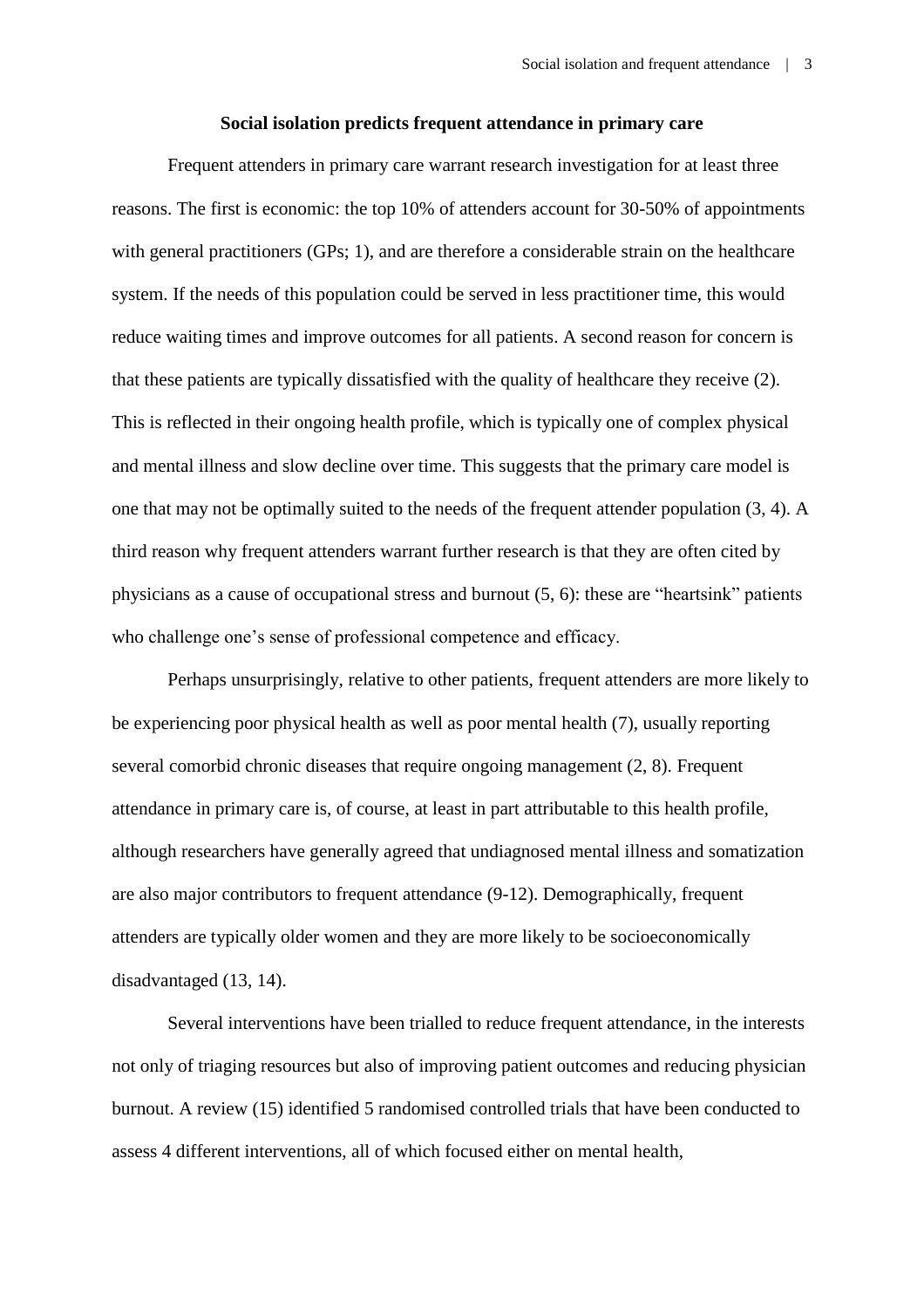## Social isolation predicts frequent attendance in primary care

Frequent attenders in primary care warrant research investigation for at least three reasons. The first is economic: the top 10% of attenders account for 30-50% of appointments with general practitioners (GPs; 1), and are therefore a considerable strain on the healthcare system. If the needs of this population could be served in less practitioner time, this would reduce waiting times and improve outcomes for all patients. A second reason for concern is that these patients are typically dissatisfied with the quality of healthcare they receive (2). This is reflected in their ongoing health profile, which is typically one of complex physical and mental illness and slow decline over time. This suggests that the primary care model is one that may not be optimally suited to the needs of the frequent attender population (3, 4). A third reason why frequent attenders warrant further research is that they are often cited by physicians as a cause of occupational stress and burnout (5, 6): these are "heartsink" patients who challenge one's sense of professional competence and efficacy.

Perhaps unsurprisingly, relative to other patients, frequent attenders are more likely to be experiencing poor physical health as well as poor mental health (7), usually reporting several comorbid chronic diseases that require ongoing management (2, 8). Frequent attendance in primary care is, of course, at least in part attributable to this health profile, although researchers have generally agreed that undiagnosed mental illness and somatization are also major contributors to frequent attendance (9-12). Demographically, frequent attenders are typically older women and they are more likely to be socioeconomically disadvantaged (13, 14).

Several interventions have been trialled to reduce frequent attendance, in the interests not only of triaging resources but also of improving patient outcomes and reducing physician burnout. A review (15) identified 5 randomised controlled trials that have been conducted to assess 4 different interventions, all of which focused either on mental health,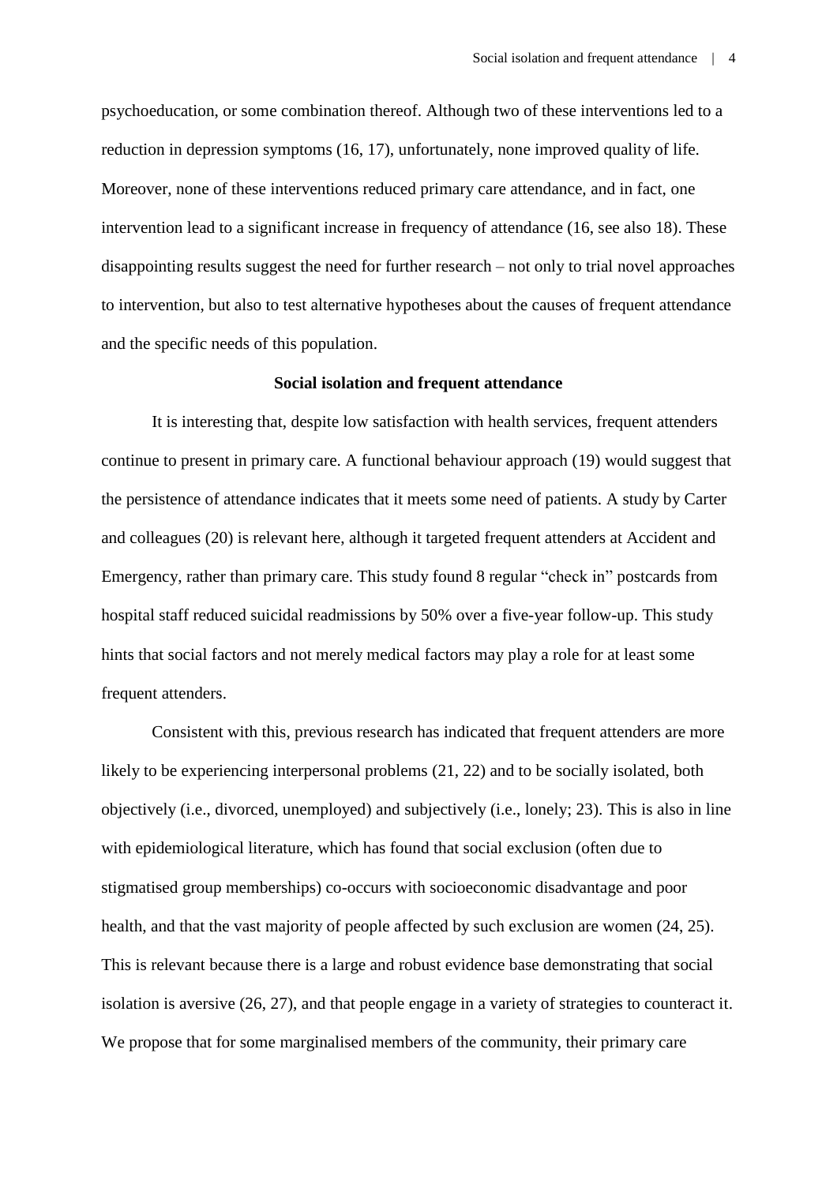psychoeducation, or some combination thereof. Although two of these interventions led to a reduction in depression symptoms (16, 17), unfortunately, none improved quality of life. Moreover, none of these interventions reduced primary care attendance, and in fact, one intervention lead to a significant increase in frequency of attendance (16, see also 18). These disappointing results suggest the need for further research – not only to trial novel approaches to intervention, but also to test alternative hypotheses about the causes of frequent attendance and the specific needs of this population.

**Social isolation and frequent attendance**

It is interesting that, despite low satisfaction with health services, frequent attenders continue to present in primary care. A functional behaviour approach (19) would suggest that the persistence of attendance indicates that it meets some need of patients. A study by Carter and colleagues (20) is relevant here, although it targeted frequent attenders at Accident and Emergency, rather than primary care. This study found 8 regular "check in" postcards from hospital staff reduced suicidal readmissions by 50% over a five-year follow-up. This study hints that social factors and not merely medical factors may play a role for at least some frequent attenders.

Consistent with this, previous research has indicated that frequent attenders are more likely to be experiencing interpersonal problems (21, 22) and to be socially isolated, both objectively (i.e., divorced, unemployed) and subjectively (i.e., lonely; 23). This is also in line with epidemiological literature, which has found that social exclusion (often due to stigmatised group memberships) co-occurs with socioeconomic disadvantage and poor health, and that the vast majority of people affected by such exclusion are women (24, 25). This is relevant because there is a large and robust evidence base demonstrating that social isolation is aversive (26, 27), and that people engage in a variety of strategies to counteract it. We propose that for some marginalised members of the community, their primary care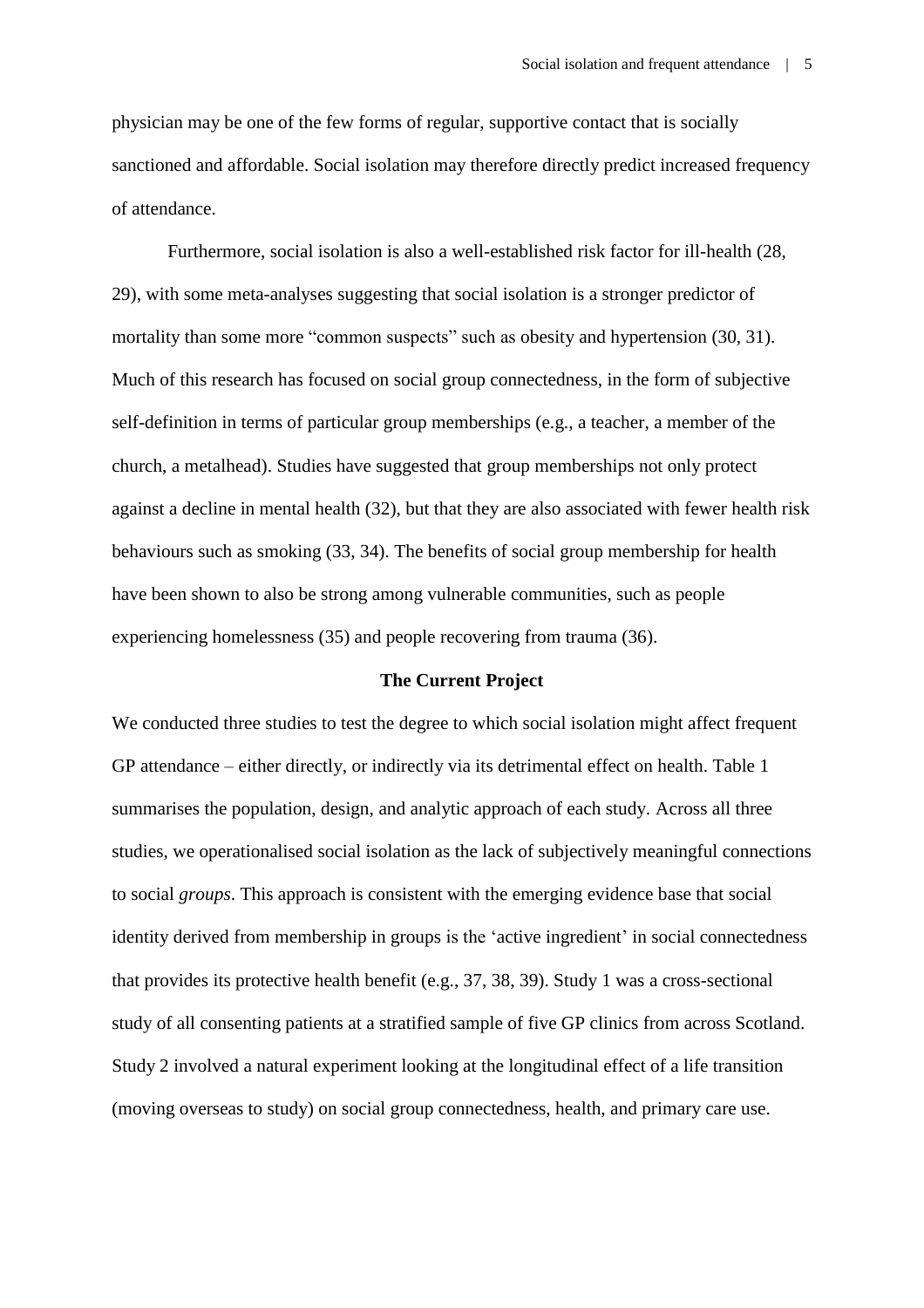physician may be one of the few forms of regular, supportive contact that is socially sanctioned and affordable. Social isolation may therefore directly predict increased frequency of attendance.

Furthermore, social isolation is also a well-established risk factor for ill-health (28, 29), with some meta-analyses suggesting that social isolation is a stronger predictor of mortality than some more “common suspects” such as obesity and hypertension (30, 31). Much of this research has focused on social group connectedness, in the form of subjective self-definition in terms of particular group memberships (e.g., a teacher, a member of the church, a metalhead). Studies have suggested that group memberships not only protect against a decline in mental health (32), but that they are also associated with fewer health risk behaviours such as smoking (33, 34). The benefits of social group membership for health have been shown to also be strong among vulnerable communities, such as people experiencing homelessness (35) and people recovering from trauma (36).

## The Current Project

We conducted three studies to test the degree to which social isolation might affect frequent GP attendance – either directly, or indirectly via its detrimental effect on health. Table 1 summarises the population, design, and analytic approach of each study. Across all three studies, we operationalised social isolation as the lack of subjectively meaningful connections to social *groups*. This approach is consistent with the emerging evidence base that social identity derived from membership in groups is the ‘active ingredient’ in social connectedness that provides its protective health benefit (e.g., 37, 38, 39). Study 1 was a cross-sectional study of all consenting patients at a stratified sample of five GP clinics from across Scotland. Study 2 involved a natural experiment looking at the longitudinal effect of a life transition (moving overseas to study) on social group connectedness, health, and primary care use.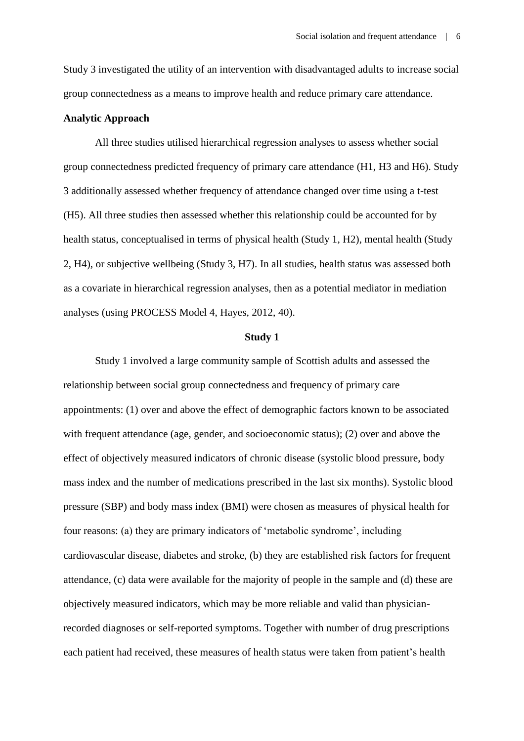Study 3 investigated the utility of an intervention with disadvantaged adults to increase social group connectedness as a means to improve health and reduce primary care attendance.

**Analytic Approach**

All three studies utilised hierarchical regression analyses to assess whether social group connectedness predicted frequency of primary care attendance (H1, H3 and H6). Study 3 additionally assessed whether frequency of attendance changed over time using a t-test (H5). All three studies then assessed whether this relationship could be accounted for by health status, conceptualised in terms of physical health (Study 1, H2), mental health (Study 2, H4), or subjective wellbeing (Study 3, H7). In all studies, health status was assessed both as a covariate in hierarchical regression analyses, then as a potential mediator in mediation analyses (using PROCESS Model 4, Hayes, 2012, 40).

## Study 1

Study 1 involved a large community sample of Scottish adults and assessed the relationship between social group connectedness and frequency of primary care appointments: (1) over and above the effect of demographic factors known to be associated with frequent attendance (age, gender, and socioeconomic status); (2) over and above the effect of objectively measured indicators of chronic disease (systolic blood pressure, body mass index and the number of medications prescribed in the last six months). Systolic blood pressure (SBP) and body mass index (BMI) were chosen as measures of physical health for four reasons: (a) they are primary indicators of 'metabolic syndrome', including cardiovascular disease, diabetes and stroke, (b) they are established risk factors for frequent attendance, (c) data were available for the majority of people in the sample and (d) these are objectively measured indicators, which may be more reliable and valid than physician-recorded diagnoses or self-reported symptoms. Together with number of drug prescriptions each patient had received, these measures of health status were taken from patient's health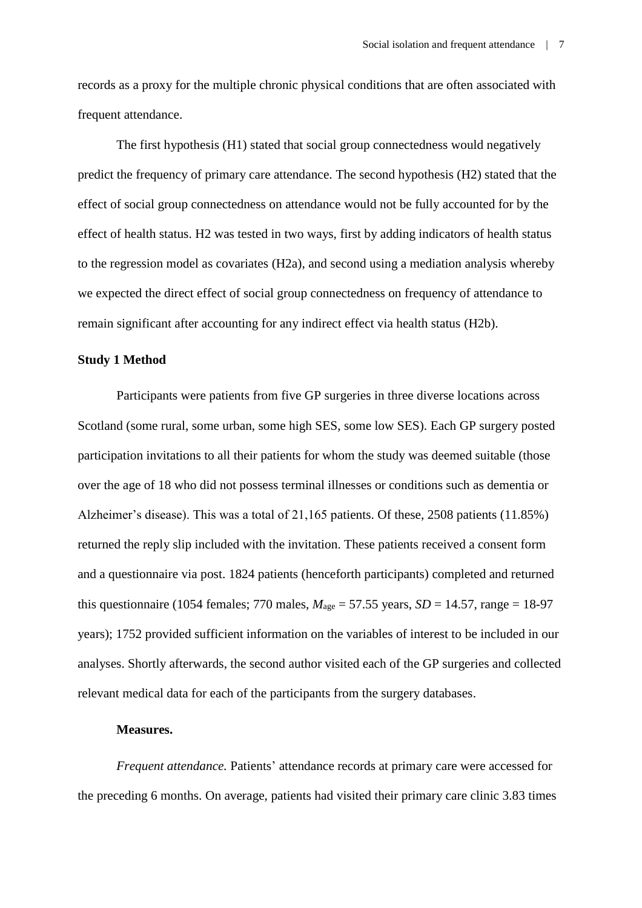records as a proxy for the multiple chronic physical conditions that are often associated with frequent attendance.

The first hypothesis (H1) stated that social group connectedness would negatively predict the frequency of primary care attendance. The second hypothesis (H2) stated that the effect of social group connectedness on attendance would not be fully accounted for by the effect of health status. H2 was tested in two ways, first by adding indicators of health status to the regression model as covariates (H2a), and second using a mediation analysis whereby we expected the direct effect of social group connectedness on frequency of attendance to remain significant after accounting for any indirect effect via health status (H2b).

## Study 1 Method

Participants were patients from five GP surgeries in three diverse locations across Scotland (some rural, some urban, some high SES, some low SES). Each GP surgery posted participation invitations to all their patients for whom the study was deemed suitable (those over the age of 18 who did not possess terminal illnesses or conditions such as dementia or Alzheimer's disease). This was a total of 21,165 patients. Of these, 2508 patients (11.85%) returned the reply slip included with the invitation. These patients received a consent form and a questionnaire via post. 1824 patients (henceforth participants) completed and returned this questionnaire (1054 females; 770 males, $M_{age}$ = 57.55 years, $SD$ = 14.57, range = 18-97 years); 1752 provided sufficient information on the variables of interest to be included in our analyses. Shortly afterwards, the second author visited each of the GP surgeries and collected relevant medical data for each of the participants from the surgery databases.

### Measures.

*Frequent attendance.* Patients' attendance records at primary care were accessed for the preceding 6 months. On average, patients had visited their primary care clinic 3.83 times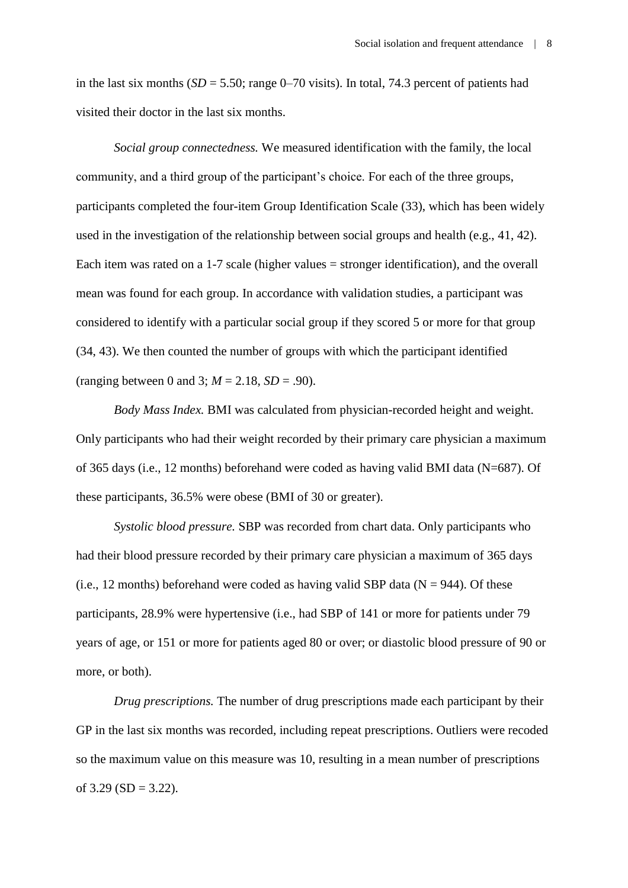in the last six months ($SD$ = 5.50; range 0–70 visits). In total, 74.3 percent of patients had visited their doctor in the last six months.

*Social group connectedness.* We measured identification with the family, the local community, and a third group of the participant's choice. For each of the three groups, participants completed the four-item Group Identification Scale (33), which has been widely used in the investigation of the relationship between social groups and health (e.g., 41, 42). Each item was rated on a 1-7 scale (higher values = stronger identification), and the overall mean was found for each group. In accordance with validation studies, a participant was considered to identify with a particular social group if they scored 5 or more for that group (34, 43). We then counted the number of groups with which the participant identified (ranging between 0 and 3; $M$ = 2.18, $SD$ = .90).

*Body Mass Index.* BMI was calculated from physician-recorded height and weight. Only participants who had their weight recorded by their primary care physician a maximum of 365 days (i.e., 12 months) beforehand were coded as having valid BMI data (N=687). Of these participants, 36.5% were obese (BMI of 30 or greater).

*Systolic blood pressure.* SBP was recorded from chart data. Only participants who had their blood pressure recorded by their primary care physician a maximum of 365 days (i.e., 12 months) beforehand were coded as having valid SBP data (N = 944). Of these participants, 28.9% were hypertensive (i.e., had SBP of 141 or more for patients under 79 years of age, or 151 or more for patients aged 80 or over; or diastolic blood pressure of 90 or more, or both).

*Drug prescriptions.* The number of drug prescriptions made each participant by their GP in the last six months was recorded, including repeat prescriptions. Outliers were recoded so the maximum value on this measure was 10, resulting in a mean number of prescriptions of 3.29 (SD = 3.22).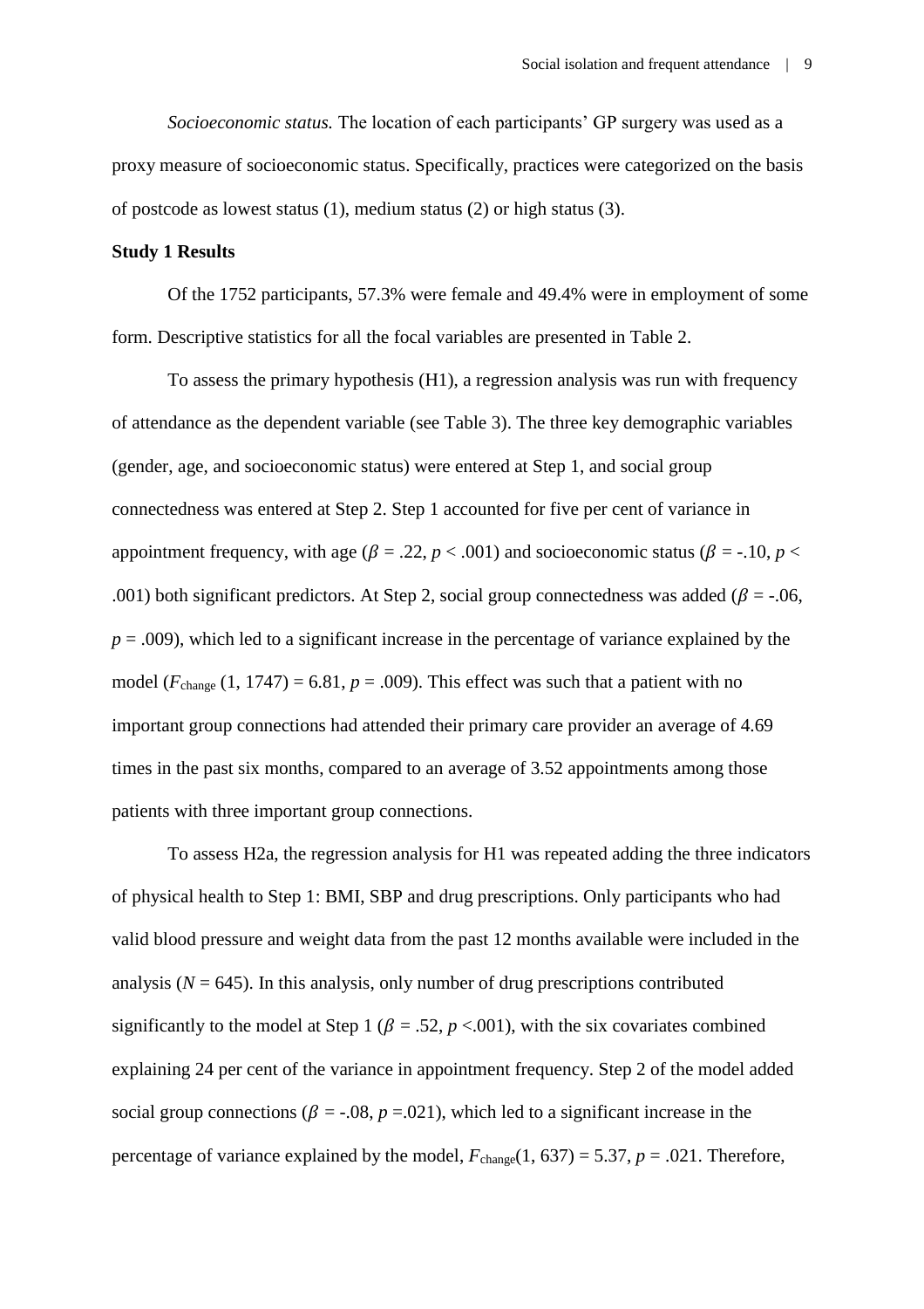*Socioeconomic status.* The location of each participants' GP surgery was used as a proxy measure of socioeconomic status. Specifically, practices were categorized on the basis of postcode as lowest status (1), medium status (2) or high status (3).

**Study 1 Results**

Of the 1752 participants, 57.3% were female and 49.4% were in employment of some form. Descriptive statistics for all the focal variables are presented in Table 2.

To assess the primary hypothesis (H1), a regression analysis was run with frequency of attendance as the dependent variable (see Table 3). The three key demographic variables (gender, age, and socioeconomic status) were entered at Step 1, and social group connectedness was entered at Step 2. Step 1 accounted for five per cent of variance in appointment frequency, with age ($\beta$ = .22, $p$ < .001) and socioeconomic status ($\beta$ = -.10, $p$ < .001) both significant predictors. At Step 2, social group connectedness was added ($\beta$ = -.06, $p$ = .009), which led to a significant increase in the percentage of variance explained by the model ($F_{\text{change}}$ (1, 1747) = 6.81, $p$ = .009). This effect was such that a patient with no important group connections had attended their primary care provider an average of 4.69 times in the past six months, compared to an average of 3.52 appointments among those patients with three important group connections.

To assess H2a, the regression analysis for H1 was repeated adding the three indicators of physical health to Step 1: BMI, SBP and drug prescriptions. Only participants who had valid blood pressure and weight data from the past 12 months available were included in the analysis ($N$ = 645). In this analysis, only number of drug prescriptions contributed significantly to the model at Step 1 ($\beta$ = .52, $p$ <.001), with the six covariates combined explaining 24 per cent of the variance in appointment frequency. Step 2 of the model added social group connections ($\beta$ = -.08, $p$ =.021), which led to a significant increase in the percentage of variance explained by the model, $F_{\text{change}}$(1, 637) = 5.37, $p$ = .021. Therefore,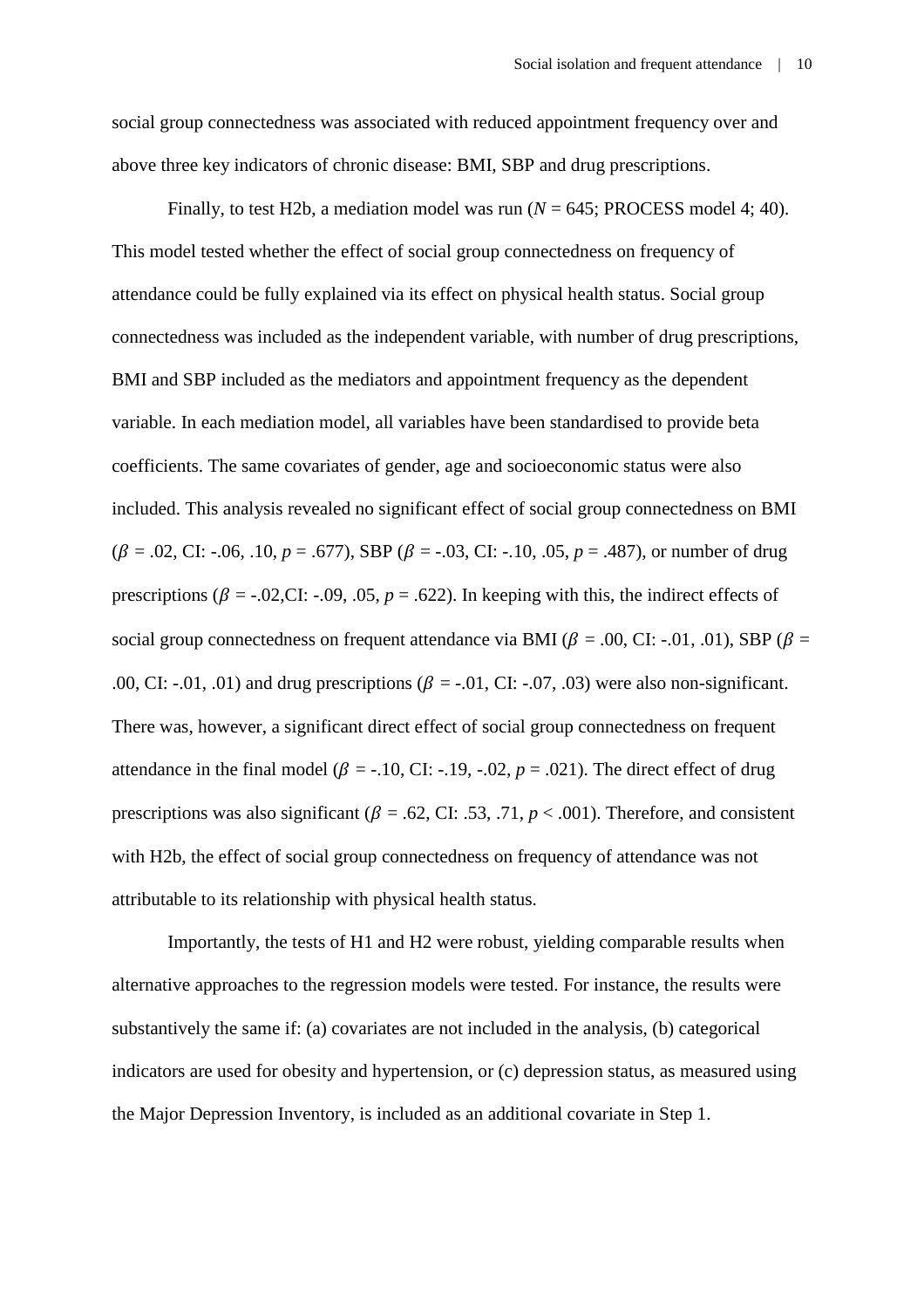social group connectedness was associated with reduced appointment frequency over and above three key indicators of chronic disease: BMI, SBP and drug prescriptions.

Finally, to test H2b, a mediation model was run ($N$ = 645; PROCESS model 4; 40). This model tested whether the effect of social group connectedness on frequency of attendance could be fully explained via its effect on physical health status. Social group connectedness was included as the independent variable, with number of drug prescriptions, BMI and SBP included as the mediators and appointment frequency as the dependent variable. In each mediation model, all variables have been standardised to provide beta coefficients. The same covariates of gender, age and socioeconomic status were also included. This analysis revealed no significant effect of social group connectedness on BMI ($\beta$ = .02, CI: -.06, .10, $p$ = .677), SBP ($\beta$ = -.03, CI: -.10, .05, $p$ = .487), or number of drug prescriptions ($\beta$ = -.02,CI: -.09, .05, $p$ = .622). In keeping with this, the indirect effects of social group connectedness on frequent attendance via BMI ($\beta$ = .00, CI: -.01, .01), SBP ($\beta$ = .00, CI: -.01, .01) and drug prescriptions ($\beta$ = -.01, CI: -.07, .03) were also non-significant. There was, however, a significant direct effect of social group connectedness on frequent attendance in the final model ($\beta$ = -.10, CI: -.19, -.02, $p$ = .021). The direct effect of drug prescriptions was also significant ($\beta$ = .62, CI: .53, .71, $p$ < .001). Therefore, and consistent with H2b, the effect of social group connectedness on frequency of attendance was not attributable to its relationship with physical health status.

Importantly, the tests of H1 and H2 were robust, yielding comparable results when alternative approaches to the regression models were tested. For instance, the results were substantively the same if: (a) covariates are not included in the analysis, (b) categorical indicators are used for obesity and hypertension, or (c) depression status, as measured using the Major Depression Inventory, is included as an additional covariate in Step 1.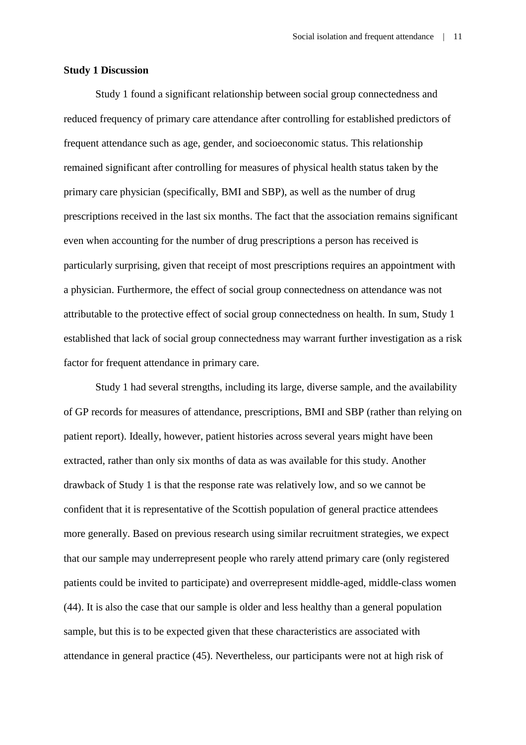**Study 1 Discussion**

Study 1 found a significant relationship between social group connectedness and reduced frequency of primary care attendance after controlling for established predictors of frequent attendance such as age, gender, and socioeconomic status. This relationship remained significant after controlling for measures of physical health status taken by the primary care physician (specifically, BMI and SBP), as well as the number of drug prescriptions received in the last six months. The fact that the association remains significant even when accounting for the number of drug prescriptions a person has received is particularly surprising, given that receipt of most prescriptions requires an appointment with a physician. Furthermore, the effect of social group connectedness on attendance was not attributable to the protective effect of social group connectedness on health. In sum, Study 1 established that lack of social group connectedness may warrant further investigation as a risk factor for frequent attendance in primary care.

Study 1 had several strengths, including its large, diverse sample, and the availability of GP records for measures of attendance, prescriptions, BMI and SBP (rather than relying on patient report). Ideally, however, patient histories across several years might have been extracted, rather than only six months of data as was available for this study. Another drawback of Study 1 is that the response rate was relatively low, and so we cannot be confident that it is representative of the Scottish population of general practice attendees more generally. Based on previous research using similar recruitment strategies, we expect that our sample may underrepresent people who rarely attend primary care (only registered patients could be invited to participate) and overrepresent middle-aged, middle-class women (44). It is also the case that our sample is older and less healthy than a general population sample, but this is to be expected given that these characteristics are associated with attendance in general practice (45). Nevertheless, our participants were not at high risk of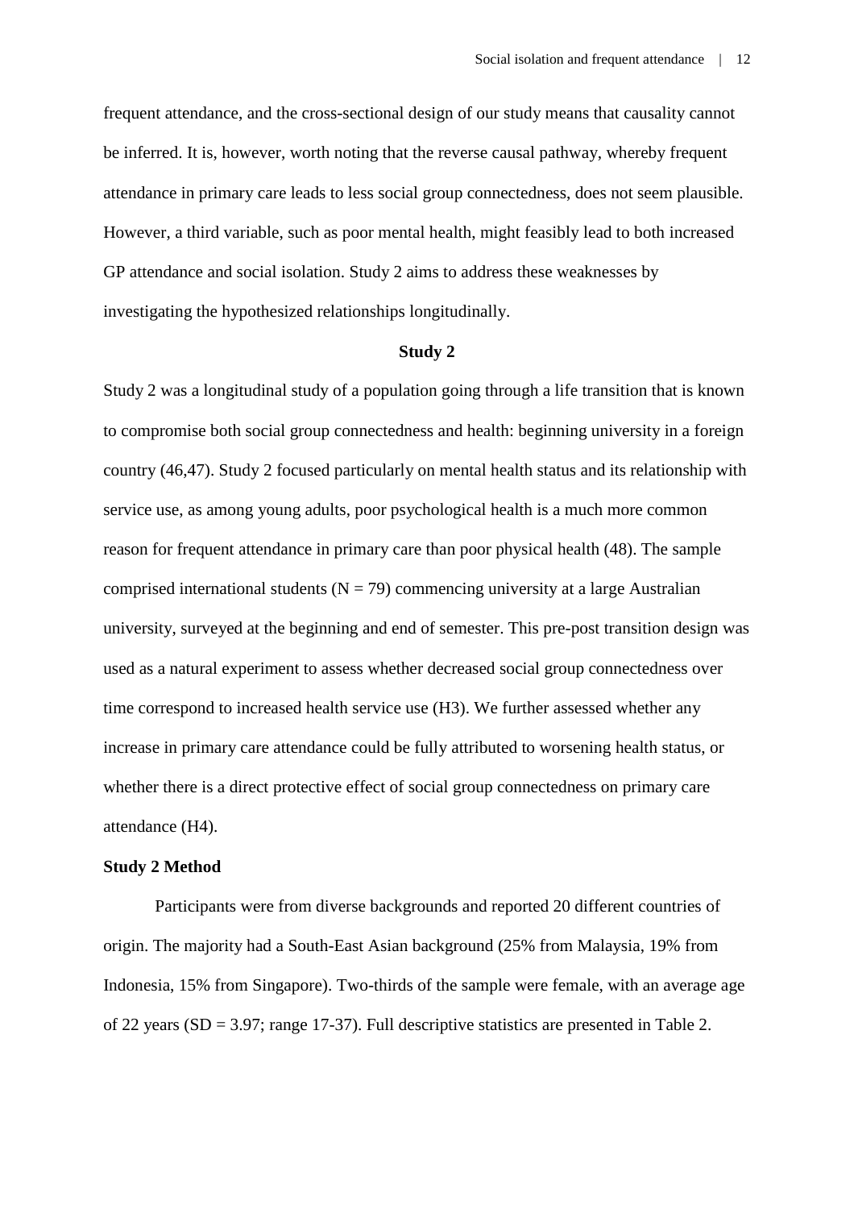frequent attendance, and the cross-sectional design of our study means that causality cannot be inferred. It is, however, worth noting that the reverse causal pathway, whereby frequent attendance in primary care leads to less social group connectedness, does not seem plausible. However, a third variable, such as poor mental health, might feasibly lead to both increased GP attendance and social isolation. Study 2 aims to address these weaknesses by investigating the hypothesized relationships longitudinally.

## Study 2

Study 2 was a longitudinal study of a population going through a life transition that is known to compromise both social group connectedness and health: beginning university in a foreign country (46,47). Study 2 focused particularly on mental health status and its relationship with service use, as among young adults, poor psychological health is a much more common reason for frequent attendance in primary care than poor physical health (48). The sample comprised international students (N = 79) commencing university at a large Australian university, surveyed at the beginning and end of semester. This pre-post transition design was used as a natural experiment to assess whether decreased social group connectedness over time correspond to increased health service use (H3). We further assessed whether any increase in primary care attendance could be fully attributed to worsening health status, or whether there is a direct protective effect of social group connectedness on primary care attendance (H4).

### Study 2 Method

Participants were from diverse backgrounds and reported 20 different countries of origin. The majority had a South-East Asian background (25% from Malaysia, 19% from Indonesia, 15% from Singapore). Two-thirds of the sample were female, with an average age of 22 years (SD = 3.97; range 17-37). Full descriptive statistics are presented in Table 2.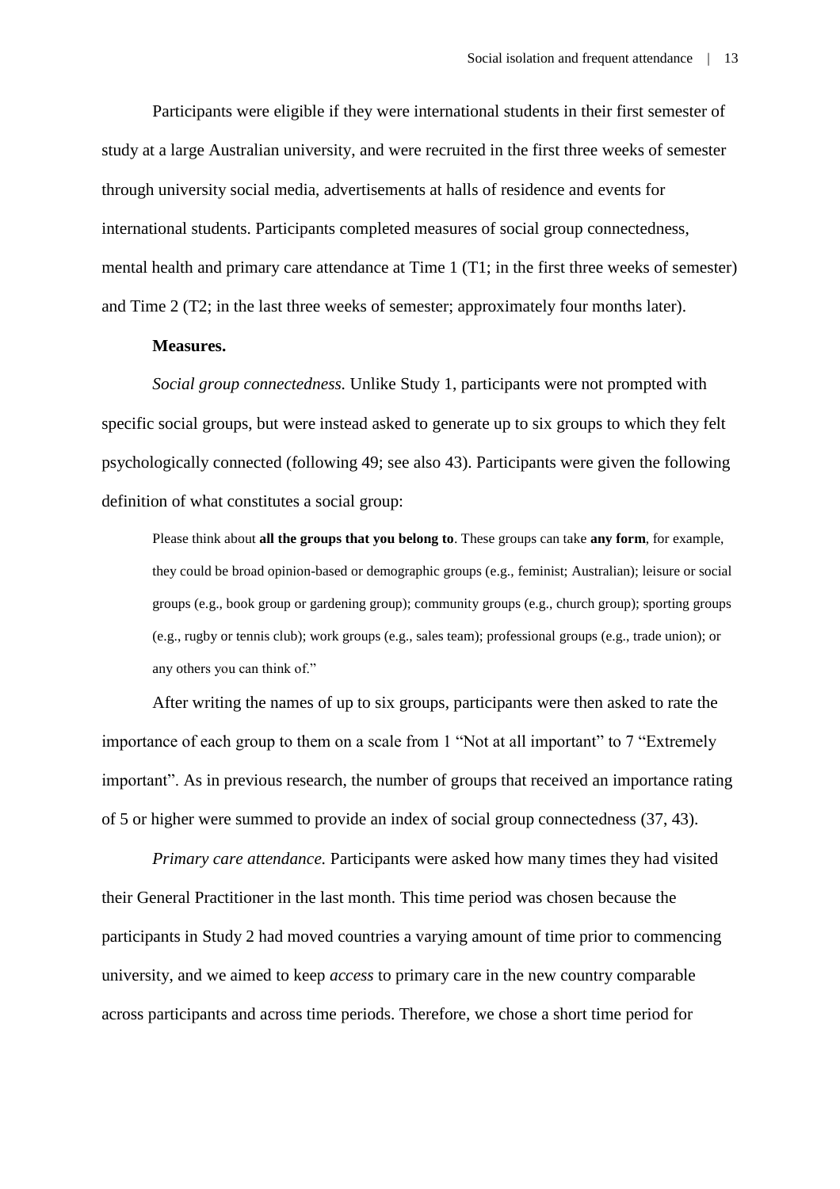Participants were eligible if they were international students in their first semester of study at a large Australian university, and were recruited in the first three weeks of semester through university social media, advertisements at halls of residence and events for international students. Participants completed measures of social group connectedness, mental health and primary care attendance at Time 1 (T1; in the first three weeks of semester) and Time 2 (T2; in the last three weeks of semester; approximately four months later).

**Measures.**

*Social group connectedness.* Unlike Study 1, participants were not prompted with specific social groups, but were instead asked to generate up to six groups to which they felt psychologically connected (following 49; see also 43). Participants were given the following definition of what constitutes a social group:

> Please think about **all the groups that you belong to**. These groups can take **any form**, for example, they could be broad opinion-based or demographic groups (e.g., feminist; Australian); leisure or social groups (e.g., book group or gardening group); community groups (e.g., church group); sporting groups (e.g., rugby or tennis club); work groups (e.g., sales team); professional groups (e.g., trade union); or any others you can think of."

After writing the names of up to six groups, participants were then asked to rate the importance of each group to them on a scale from 1 "Not at all important" to 7 "Extremely important". As in previous research, the number of groups that received an importance rating of 5 or higher were summed to provide an index of social group connectedness (37, 43).

*Primary care attendance.* Participants were asked how many times they had visited their General Practitioner in the last month. This time period was chosen because the participants in Study 2 had moved countries a varying amount of time prior to commencing university, and we aimed to keep *access* to primary care in the new country comparable across participants and across time periods. Therefore, we chose a short time period for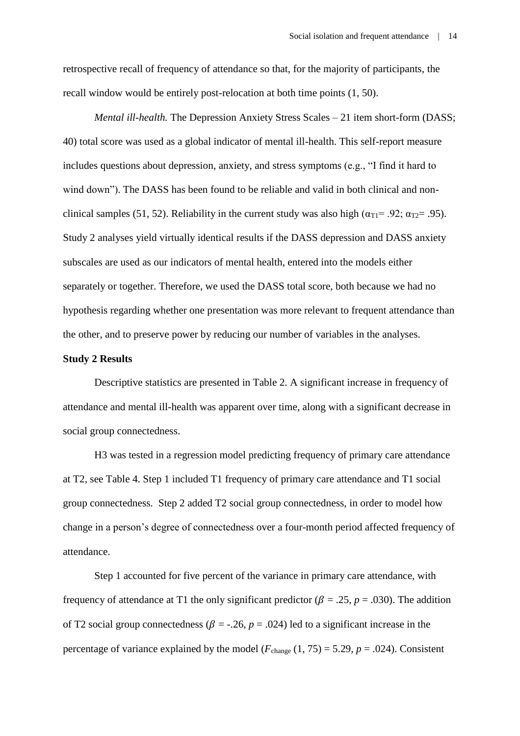retrospective recall of frequency of attendance so that, for the majority of participants, the recall window would be entirely post-relocation at both time points (1, 50).

*Mental ill-health.* The Depression Anxiety Stress Scales – 21 item short-form (DASS; 40) total score was used as a global indicator of mental ill-health. This self-report measure includes questions about depression, anxiety, and stress symptoms (e.g., "I find it hard to wind down"). The DASS has been found to be reliable and valid in both clinical and non-clinical samples (51, 52). Reliability in the current study was also high ($\alpha_{T1}$= .92; $\alpha_{T2}$= .95). Study 2 analyses yield virtually identical results if the DASS depression and DASS anxiety subscales are used as our indicators of mental health, entered into the models either separately or together. Therefore, we used the DASS total score, both because we had no hypothesis regarding whether one presentation was more relevant to frequent attendance than the other, and to preserve power by reducing our number of variables in the analyses.

**Study 2 Results**

Descriptive statistics are presented in Table 2. A significant increase in frequency of attendance and mental ill-health was apparent over time, along with a significant decrease in social group connectedness.

H3 was tested in a regression model predicting frequency of primary care attendance at T2, see Table 4. Step 1 included T1 frequency of primary care attendance and T1 social group connectedness. Step 2 added T2 social group connectedness, in order to model how change in a person's degree of connectedness over a four-month period affected frequency of attendance.

Step 1 accounted for five percent of the variance in primary care attendance, with frequency of attendance at T1 the only significant predictor ($\beta$ = .25, $p$ = .030). The addition of T2 social group connectedness ($\beta$ = -.26, $p$ = .024) led to a significant increase in the percentage of variance explained by the model ($F_{\text{change}}$ (1, 75) = 5.29, $p$ = .024). Consistent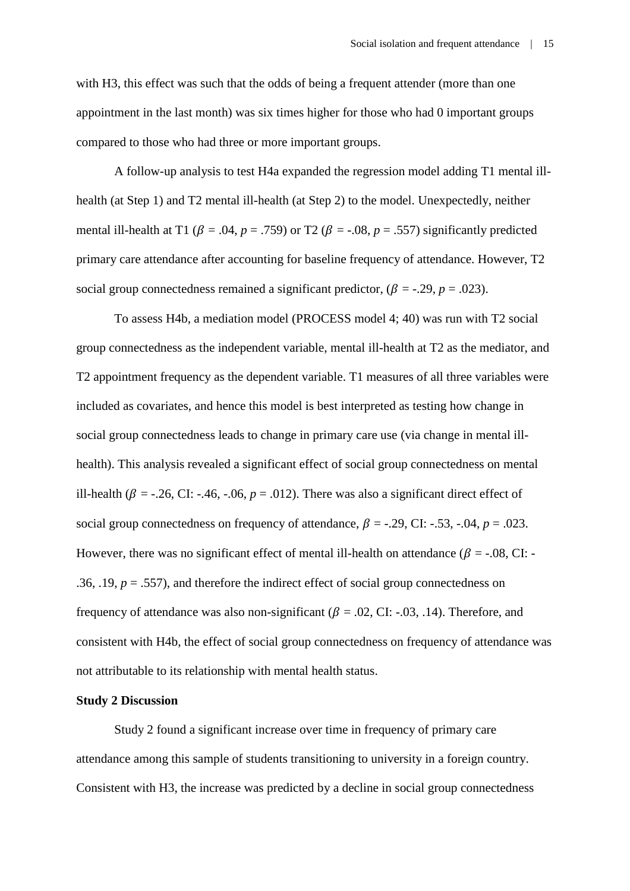with H3, this effect was such that the odds of being a frequent attender (more than one appointment in the last month) was six times higher for those who had 0 important groups compared to those who had three or more important groups.

A follow-up analysis to test H4a expanded the regression model adding T1 mental ill-health (at Step 1) and T2 mental ill-health (at Step 2) to the model. Unexpectedly, neither mental ill-health at T1 ($\beta$ = .04, $p$ = .759) or T2 ($\beta$ = -.08, $p$ = .557) significantly predicted primary care attendance after accounting for baseline frequency of attendance. However, T2 social group connectedness remained a significant predictor, ($\beta$ = -.29, $p$ = .023).

To assess H4b, a mediation model (PROCESS model 4; 40) was run with T2 social group connectedness as the independent variable, mental ill-health at T2 as the mediator, and T2 appointment frequency as the dependent variable. T1 measures of all three variables were included as covariates, and hence this model is best interpreted as testing how change in social group connectedness leads to change in primary care use (via change in mental ill-health). This analysis revealed a significant effect of social group connectedness on mental ill-health ($\beta$ = -.26, CI: -.46, -.06, $p$ = .012). There was also a significant direct effect of social group connectedness on frequency of attendance, $\beta$ = -.29, CI: -.53, -.04, $p$ = .023. However, there was no significant effect of mental ill-health on attendance ($\beta$ = -.08, CI: -.36, .19, $p$ = .557), and therefore the indirect effect of social group connectedness on frequency of attendance was also non-significant ($\beta$ = .02, CI: -.03, .14). Therefore, and consistent with H4b, the effect of social group connectedness on frequency of attendance was not attributable to its relationship with mental health status.

**Study 2 Discussion**

Study 2 found a significant increase over time in frequency of primary care attendance among this sample of students transitioning to university in a foreign country. Consistent with H3, the increase was predicted by a decline in social group connectedness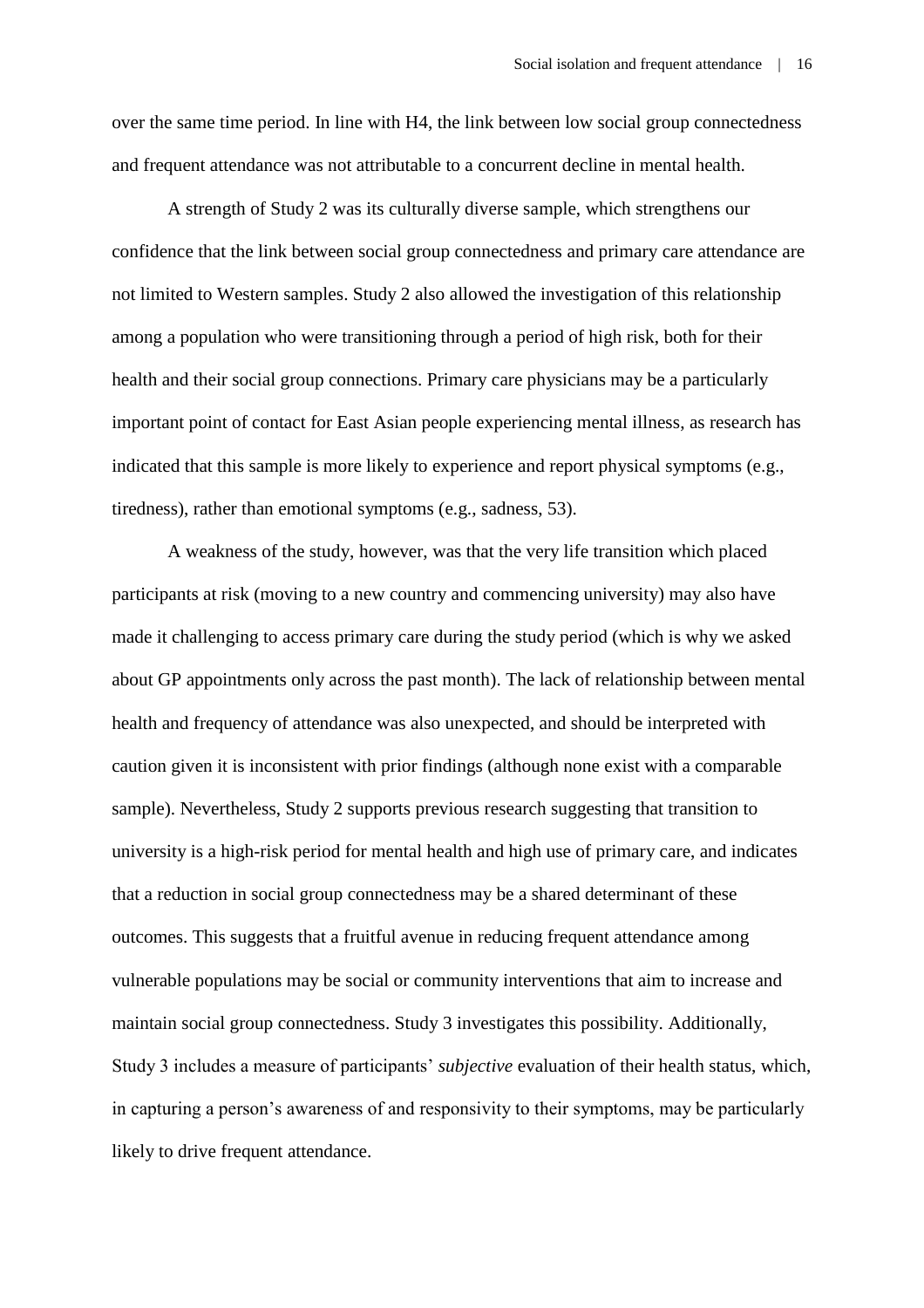over the same time period. In line with H4, the link between low social group connectedness and frequent attendance was not attributable to a concurrent decline in mental health.

A strength of Study 2 was its culturally diverse sample, which strengthens our confidence that the link between social group connectedness and primary care attendance are not limited to Western samples. Study 2 also allowed the investigation of this relationship among a population who were transitioning through a period of high risk, both for their health and their social group connections. Primary care physicians may be a particularly important point of contact for East Asian people experiencing mental illness, as research has indicated that this sample is more likely to experience and report physical symptoms (e.g., tiredness), rather than emotional symptoms (e.g., sadness, 53).

A weakness of the study, however, was that the very life transition which placed participants at risk (moving to a new country and commencing university) may also have made it challenging to access primary care during the study period (which is why we asked about GP appointments only across the past month). The lack of relationship between mental health and frequency of attendance was also unexpected, and should be interpreted with caution given it is inconsistent with prior findings (although none exist with a comparable sample). Nevertheless, Study 2 supports previous research suggesting that transition to university is a high-risk period for mental health and high use of primary care, and indicates that a reduction in social group connectedness may be a shared determinant of these outcomes. This suggests that a fruitful avenue in reducing frequent attendance among vulnerable populations may be social or community interventions that aim to increase and maintain social group connectedness. Study 3 investigates this possibility. Additionally, Study 3 includes a measure of participants' *subjective* evaluation of their health status, which, in capturing a person's awareness of and responsivity to their symptoms, may be particularly likely to drive frequent attendance.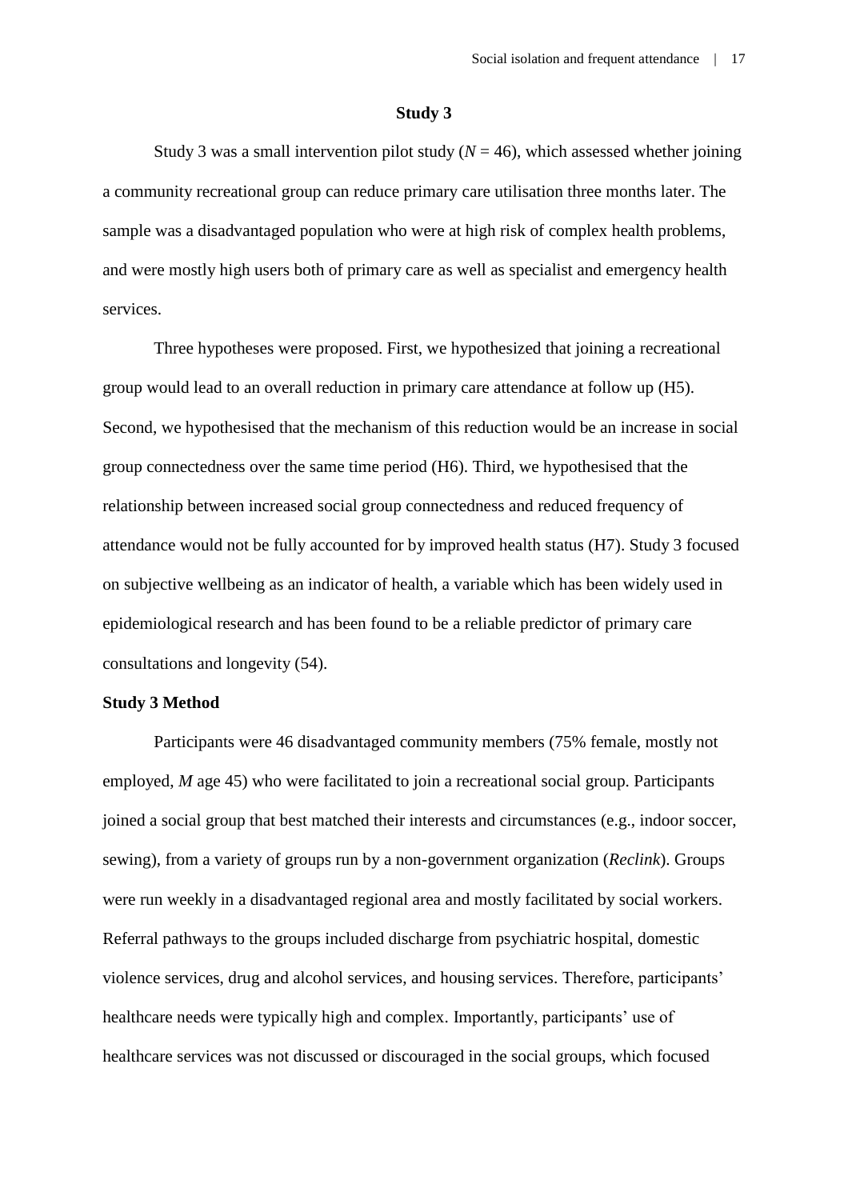## Study 3

Study 3 was a small intervention pilot study ($N = 46$), which assessed whether joining a community recreational group can reduce primary care utilisation three months later. The sample was a disadvantaged population who were at high risk of complex health problems, and were mostly high users both of primary care as well as specialist and emergency health services.

Three hypotheses were proposed. First, we hypothesized that joining a recreational group would lead to an overall reduction in primary care attendance at follow up (H5). Second, we hypothesised that the mechanism of this reduction would be an increase in social group connectedness over the same time period (H6). Third, we hypothesised that the relationship between increased social group connectedness and reduced frequency of attendance would not be fully accounted for by improved health status (H7). Study 3 focused on subjective wellbeing as an indicator of health, a variable which has been widely used in epidemiological research and has been found to be a reliable predictor of primary care consultations and longevity (54).

### Study 3 Method

Participants were 46 disadvantaged community members (75% female, mostly not employed, *M* age 45) who were facilitated to join a recreational social group. Participants joined a social group that best matched their interests and circumstances (e.g., indoor soccer, sewing), from a variety of groups run by a non-government organization (*Reclink*). Groups were run weekly in a disadvantaged regional area and mostly facilitated by social workers. Referral pathways to the groups included discharge from psychiatric hospital, domestic violence services, drug and alcohol services, and housing services. Therefore, participants' healthcare needs were typically high and complex. Importantly, participants' use of healthcare services was not discussed or discouraged in the social groups, which focused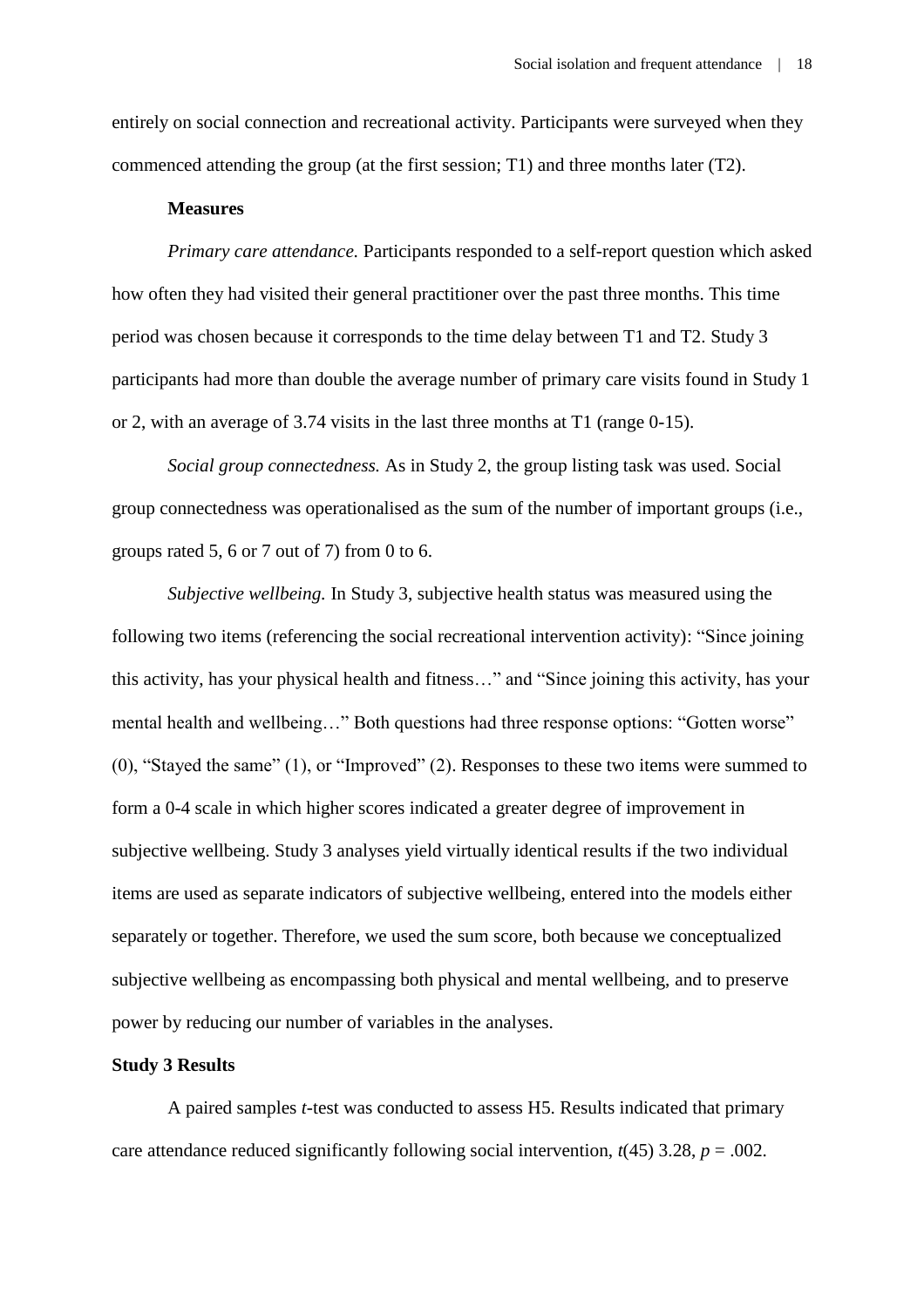entirely on social connection and recreational activity. Participants were surveyed when they commenced attending the group (at the first session; T1) and three months later (T2).

**Measures**

*Primary care attendance.* Participants responded to a self-report question which asked how often they had visited their general practitioner over the past three months. This time period was chosen because it corresponds to the time delay between T1 and T2. Study 3 participants had more than double the average number of primary care visits found in Study 1 or 2, with an average of 3.74 visits in the last three months at T1 (range 0-15).

*Social group connectedness.* As in Study 2, the group listing task was used. Social group connectedness was operationalised as the sum of the number of important groups (i.e., groups rated 5, 6 or 7 out of 7) from 0 to 6.

*Subjective wellbeing.* In Study 3, subjective health status was measured using the following two items (referencing the social recreational intervention activity): "Since joining this activity, has your physical health and fitness…" and "Since joining this activity, has your mental health and wellbeing…" Both questions had three response options: "Gotten worse" (0), "Stayed the same" (1), or "Improved" (2). Responses to these two items were summed to form a 0-4 scale in which higher scores indicated a greater degree of improvement in subjective wellbeing. Study 3 analyses yield virtually identical results if the two individual items are used as separate indicators of subjective wellbeing, entered into the models either separately or together. Therefore, we used the sum score, both because we conceptualized subjective wellbeing as encompassing both physical and mental wellbeing, and to preserve power by reducing our number of variables in the analyses.

**Study 3 Results**

A paired samples *t*-test was conducted to assess H5. Results indicated that primary care attendance reduced significantly following social intervention, $t(45)$ 3.28, $p = .002$.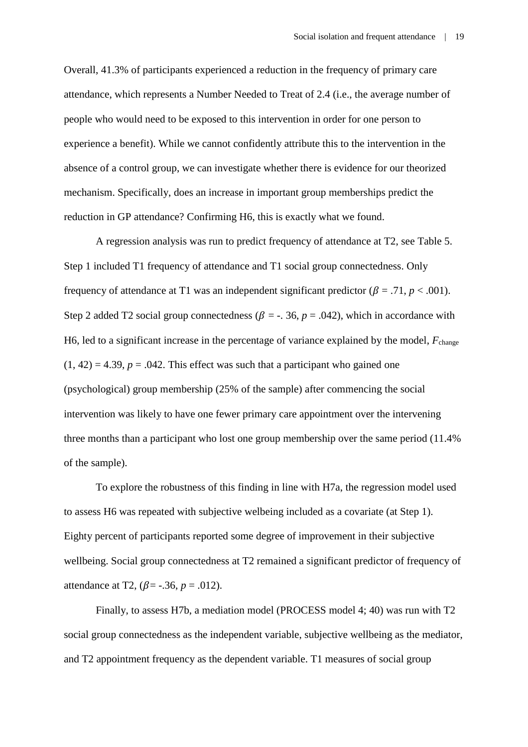Overall, 41.3% of participants experienced a reduction in the frequency of primary care attendance, which represents a Number Needed to Treat of 2.4 (i.e., the average number of people who would need to be exposed to this intervention in order for one person to experience a benefit). While we cannot confidently attribute this to the intervention in the absence of a control group, we can investigate whether there is evidence for our theorized mechanism. Specifically, does an increase in important group memberships predict the reduction in GP attendance? Confirming H6, this is exactly what we found.

A regression analysis was run to predict frequency of attendance at T2, see Table 5. Step 1 included T1 frequency of attendance and T1 social group connectedness. Only frequency of attendance at T1 was an independent significant predictor ($\beta = .71$, $p < .001$). Step 2 added T2 social group connectedness ($\beta = -.36$, $p = .042$), which in accordance with H6, led to a significant increase in the percentage of variance explained by the model, $F_{\text{change}}$ $(1, 42) = 4.39$, $p = .042$. This effect was such that a participant who gained one (psychological) group membership (25% of the sample) after commencing the social intervention was likely to have one fewer primary care appointment over the intervening three months than a participant who lost one group membership over the same period (11.4% of the sample).

To explore the robustness of this finding in line with H7a, the regression model used to assess H6 was repeated with subjective welbeing included as a covariate (at Step 1). Eighty percent of participants reported some degree of improvement in their subjective wellbeing. Social group connectedness at T2 remained a significant predictor of frequency of attendance at T2, ($\beta = -.36$, $p = .012$).

Finally, to assess H7b, a mediation model (PROCESS model 4; 40) was run with T2 social group connectedness as the independent variable, subjective wellbeing as the mediator, and T2 appointment frequency as the dependent variable. T1 measures of social group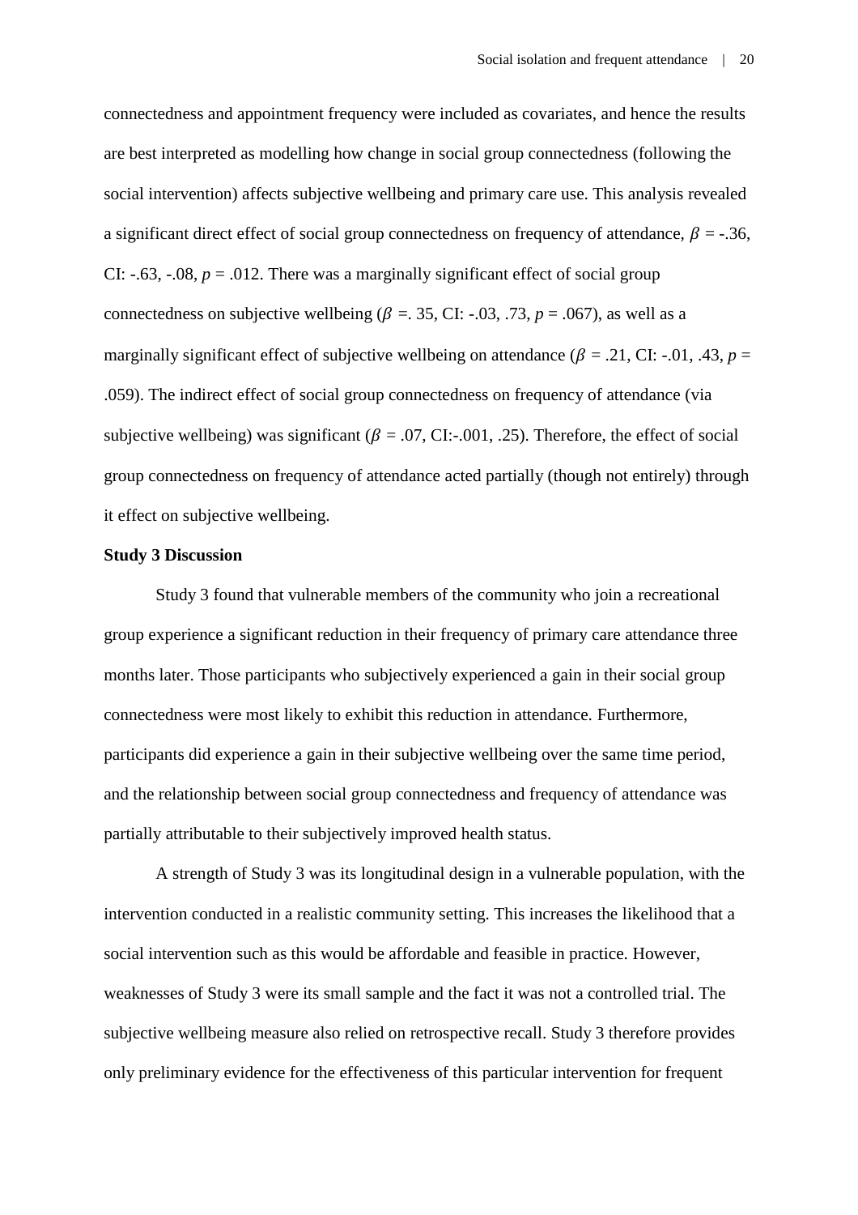connectedness and appointment frequency were included as covariates, and hence the results are best interpreted as modelling how change in social group connectedness (following the social intervention) affects subjective wellbeing and primary care use. This analysis revealed a significant direct effect of social group connectedness on frequency of attendance, $\beta$ = -.36, CI: -.63, -.08, $p$ = .012. There was a marginally significant effect of social group connectedness on subjective wellbeing ($\beta$ =. 35, CI: -.03, .73, $p$ = .067), as well as a marginally significant effect of subjective wellbeing on attendance ($\beta$ = .21, CI: -.01, .43, $p$ = .059). The indirect effect of social group connectedness on frequency of attendance (via subjective wellbeing) was significant ($\beta$ = .07, CI:-.001, .25). Therefore, the effect of social group connectedness on frequency of attendance acted partially (though not entirely) through it effect on subjective wellbeing.

**Study 3 Discussion**

Study 3 found that vulnerable members of the community who join a recreational group experience a significant reduction in their frequency of primary care attendance three months later. Those participants who subjectively experienced a gain in their social group connectedness were most likely to exhibit this reduction in attendance. Furthermore, participants did experience a gain in their subjective wellbeing over the same time period, and the relationship between social group connectedness and frequency of attendance was partially attributable to their subjectively improved health status.

A strength of Study 3 was its longitudinal design in a vulnerable population, with the intervention conducted in a realistic community setting. This increases the likelihood that a social intervention such as this would be affordable and feasible in practice. However, weaknesses of Study 3 were its small sample and the fact it was not a controlled trial. The subjective wellbeing measure also relied on retrospective recall. Study 3 therefore provides only preliminary evidence for the effectiveness of this particular intervention for frequent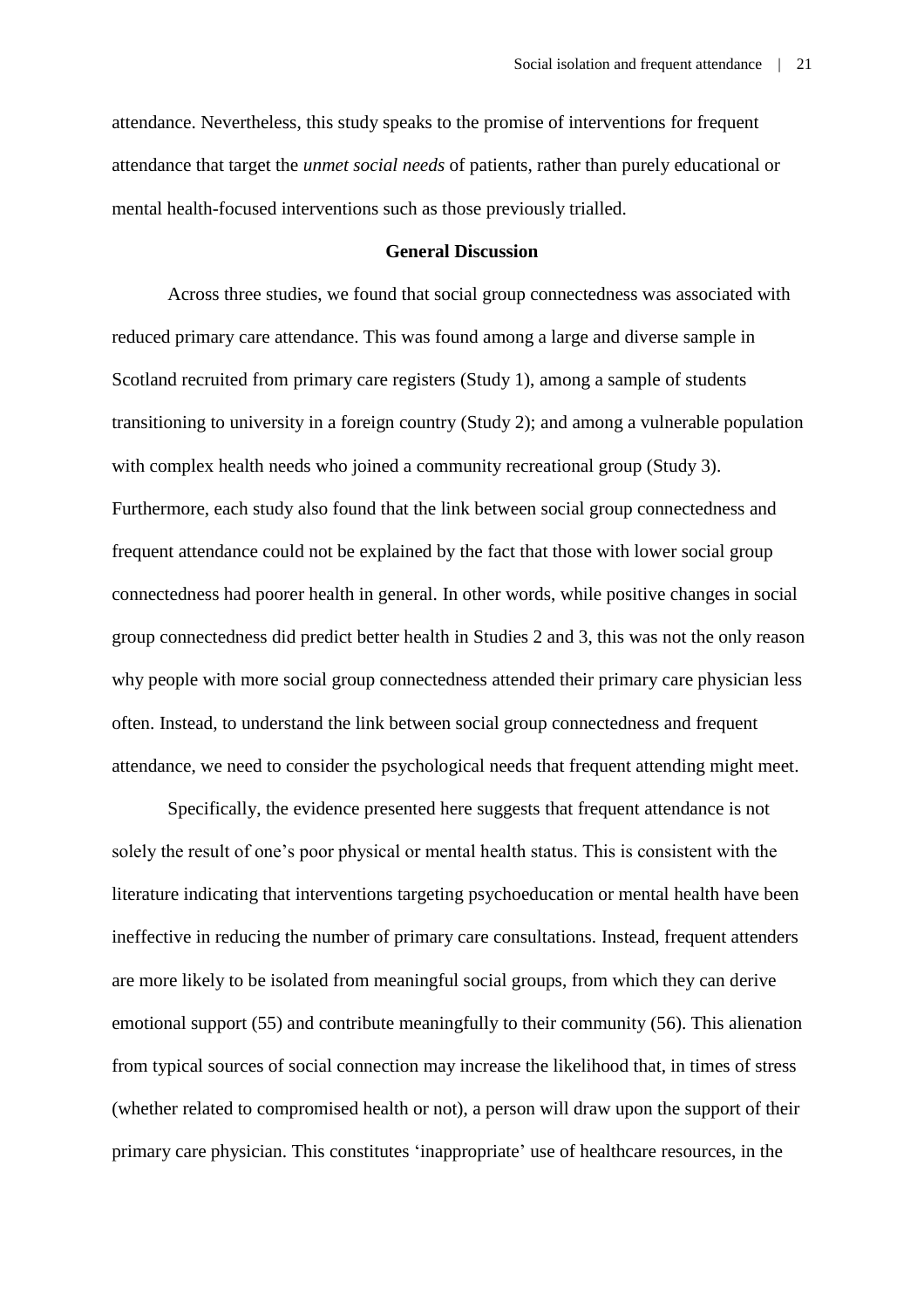attendance. Nevertheless, this study speaks to the promise of interventions for frequent attendance that target the *unmet social needs* of patients, rather than purely educational or mental health-focused interventions such as those previously trialled.

## General Discussion

Across three studies, we found that social group connectedness was associated with reduced primary care attendance. This was found among a large and diverse sample in Scotland recruited from primary care registers (Study 1), among a sample of students transitioning to university in a foreign country (Study 2); and among a vulnerable population with complex health needs who joined a community recreational group (Study 3). Furthermore, each study also found that the link between social group connectedness and frequent attendance could not be explained by the fact that those with lower social group connectedness had poorer health in general. In other words, while positive changes in social group connectedness did predict better health in Studies 2 and 3, this was not the only reason why people with more social group connectedness attended their primary care physician less often. Instead, to understand the link between social group connectedness and frequent attendance, we need to consider the psychological needs that frequent attending might meet.

Specifically, the evidence presented here suggests that frequent attendance is not solely the result of one's poor physical or mental health status. This is consistent with the literature indicating that interventions targeting psychoeducation or mental health have been ineffective in reducing the number of primary care consultations. Instead, frequent attenders are more likely to be isolated from meaningful social groups, from which they can derive emotional support (55) and contribute meaningfully to their community (56). This alienation from typical sources of social connection may increase the likelihood that, in times of stress (whether related to compromised health or not), a person will draw upon the support of their primary care physician. This constitutes 'inappropriate' use of healthcare resources, in the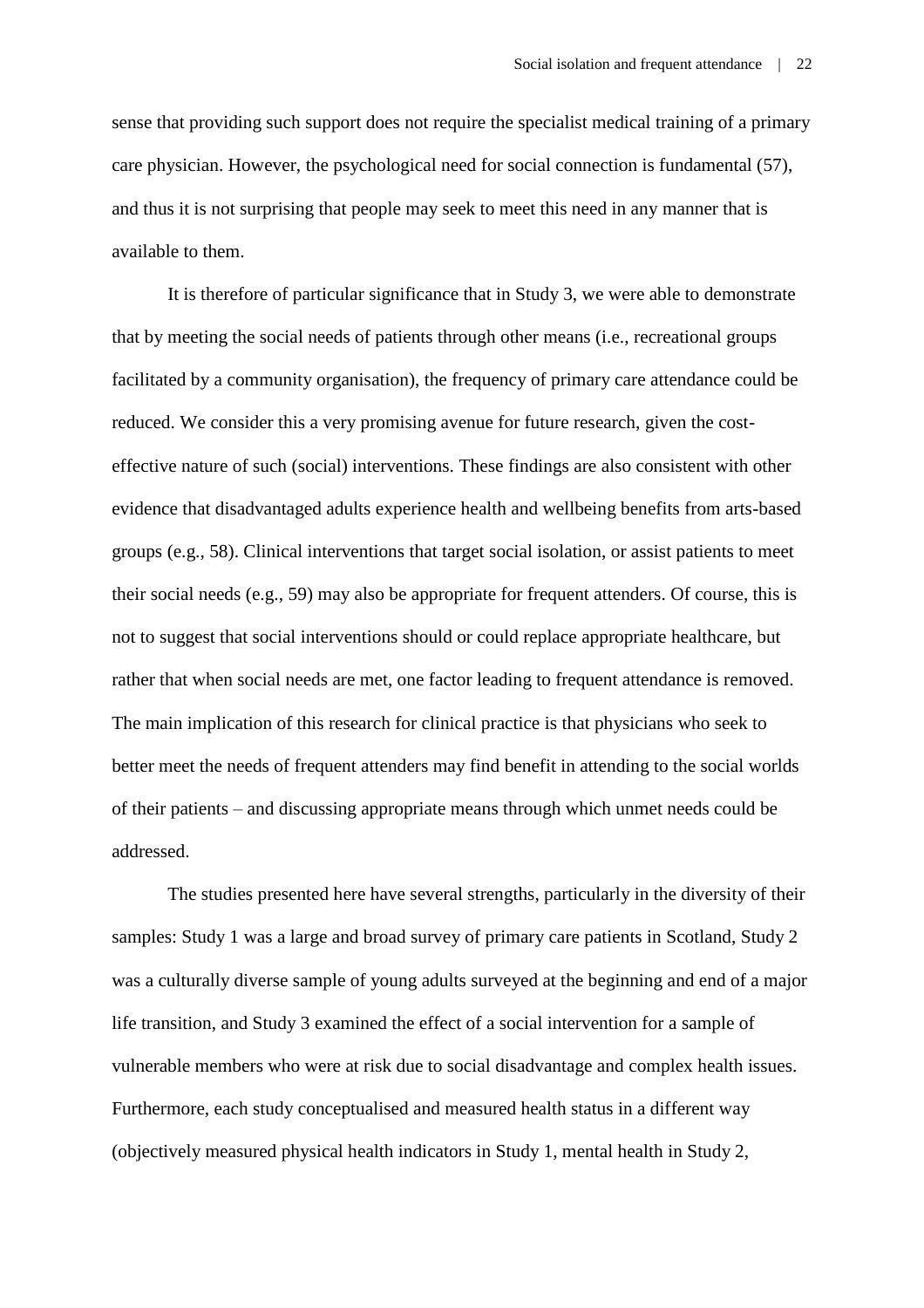sense that providing such support does not require the specialist medical training of a primary care physician. However, the psychological need for social connection is fundamental (57), and thus it is not surprising that people may seek to meet this need in any manner that is available to them.

It is therefore of particular significance that in Study 3, we were able to demonstrate that by meeting the social needs of patients through other means (i.e., recreational groups facilitated by a community organisation), the frequency of primary care attendance could be reduced. We consider this a very promising avenue for future research, given the cost-effective nature of such (social) interventions. These findings are also consistent with other evidence that disadvantaged adults experience health and wellbeing benefits from arts-based groups (e.g., 58). Clinical interventions that target social isolation, or assist patients to meet their social needs (e.g., 59) may also be appropriate for frequent attenders. Of course, this is not to suggest that social interventions should or could replace appropriate healthcare, but rather that when social needs are met, one factor leading to frequent attendance is removed. The main implication of this research for clinical practice is that physicians who seek to better meet the needs of frequent attenders may find benefit in attending to the social worlds of their patients – and discussing appropriate means through which unmet needs could be addressed.

The studies presented here have several strengths, particularly in the diversity of their samples: Study 1 was a large and broad survey of primary care patients in Scotland, Study 2 was a culturally diverse sample of young adults surveyed at the beginning and end of a major life transition, and Study 3 examined the effect of a social intervention for a sample of vulnerable members who were at risk due to social disadvantage and complex health issues. Furthermore, each study conceptualised and measured health status in a different way (objectively measured physical health indicators in Study 1, mental health in Study 2,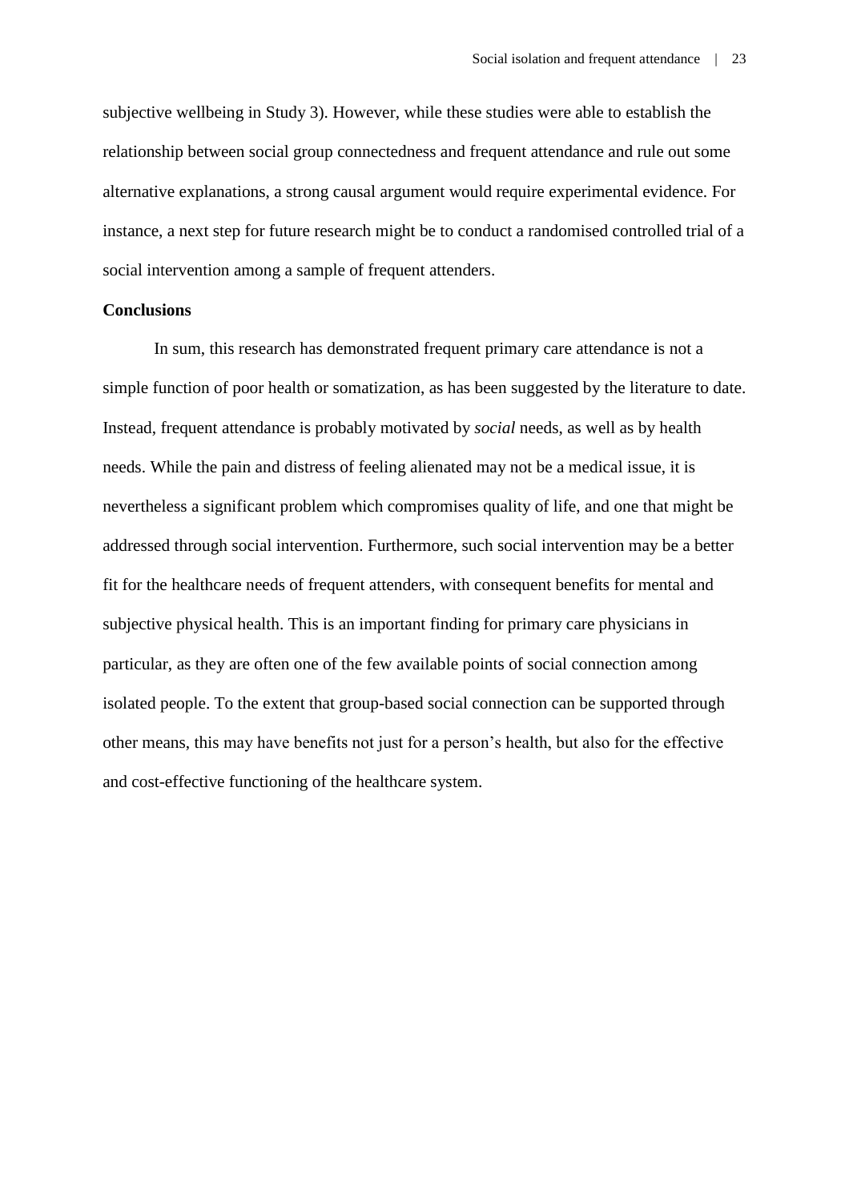subjective wellbeing in Study 3). However, while these studies were able to establish the relationship between social group connectedness and frequent attendance and rule out some alternative explanations, a strong causal argument would require experimental evidence. For instance, a next step for future research might be to conduct a randomised controlled trial of a social intervention among a sample of frequent attenders.

**Conclusions**

In sum, this research has demonstrated frequent primary care attendance is not a simple function of poor health or somatization, as has been suggested by the literature to date. Instead, frequent attendance is probably motivated by *social* needs, as well as by health needs. While the pain and distress of feeling alienated may not be a medical issue, it is nevertheless a significant problem which compromises quality of life, and one that might be addressed through social intervention. Furthermore, such social intervention may be a better fit for the healthcare needs of frequent attenders, with consequent benefits for mental and subjective physical health. This is an important finding for primary care physicians in particular, as they are often one of the few available points of social connection among isolated people. To the extent that group-based social connection can be supported through other means, this may have benefits not just for a person's health, but also for the effective and cost-effective functioning of the healthcare system.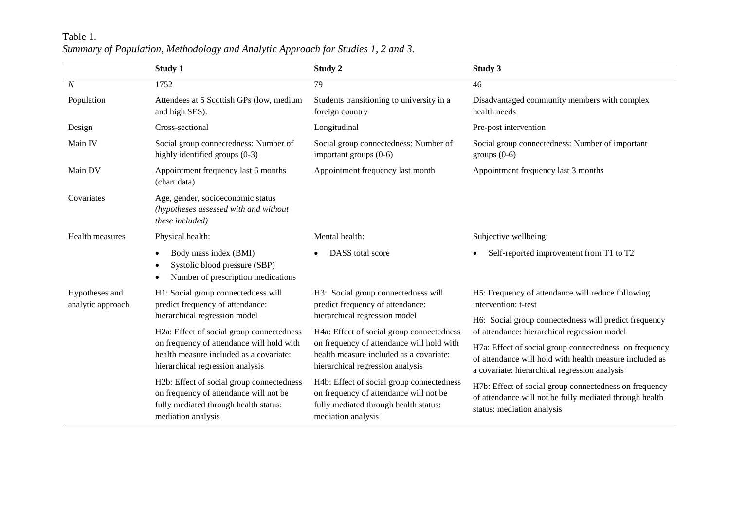Table 1.

*Summary of Population, Methodology and Analytic Approach for Studies 1, 2 and 3.*

| | Study 1 | Study 2 | Study 3 |
|---|---|---|---|
| *N* | 1752 | 79 | 46 |
| Population | Attendees at 5 Scottish GPs (low, medium and high SES). | Students transitioning to university in a foreign country | Disadvantaged community members with complex health needs |
| Design | Cross-sectional | Longitudinal | Pre-post intervention |
| Main IV | Social group connectedness: Number of highly identified groups (0-3) | Social group connectedness: Number of important groups (0-6) | Social group connectedness: Number of important groups (0-6) |
| Main DV | Appointment frequency last 6 months (chart data) | Appointment frequency last month | Appointment frequency last 3 months |
| Covariates | Age, gender, socioeconomic status *(hypotheses assessed with and without these included)* | | |
| Health measures | Physical health: <br>• Body mass index (BMI) <br>• Systolic blood pressure (SBP) <br>• Number of prescription medications | Mental health: <br>• DASS total score | Subjective wellbeing: <br>• Self-reported improvement from T1 to T2 |
| Hypotheses and analytic approach | H1: Social group connectedness will predict frequency of attendance: hierarchical regression model <br>H2a: Effect of social group connectedness on frequency of attendance will hold with health measure included as a covariate: hierarchical regression analysis <br>H2b: Effect of social group connectedness on frequency of attendance will not be fully mediated through health status: mediation analysis | H3: Social group connectedness will predict frequency of attendance: hierarchical regression model <br>H4a: Effect of social group connectedness on frequency of attendance will hold with health measure included as a covariate: hierarchical regression analysis <br>H4b: Effect of social group connectedness on frequency of attendance will not be fully mediated through health status: mediation analysis | H5: Frequency of attendance will reduce following intervention: t-test <br>H6: Social group connectedness will predict frequency of attendance: hierarchical regression model <br>H7a: Effect of social group connectedness on frequency of attendance will hold with health measure included as a covariate: hierarchical regression analysis <br>H7b: Effect of social group connectedness on frequency of attendance will not be fully mediated through health status: mediation analysis |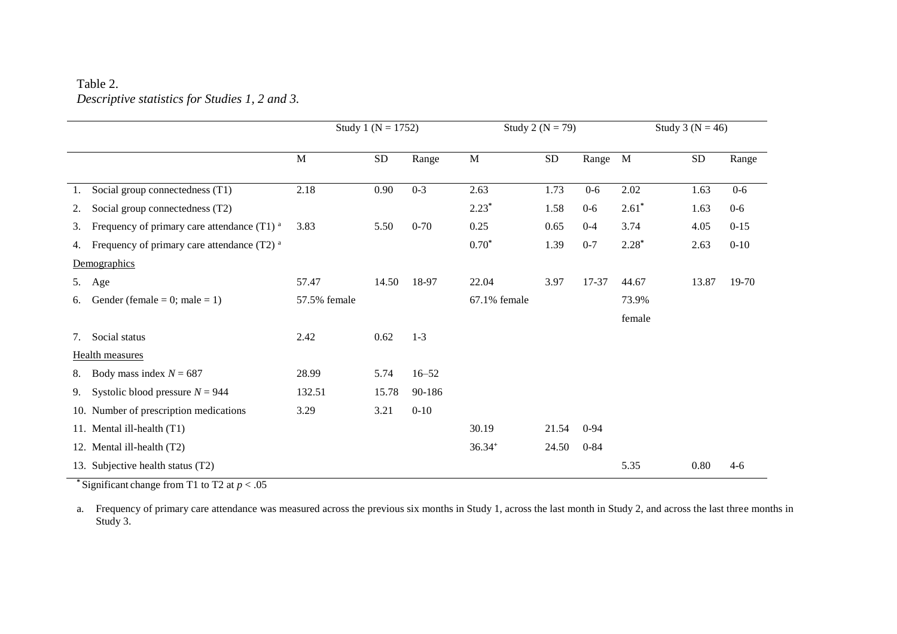Table 2.
*Descriptive statistics for Studies 1, 2 and 3.*

| | Study 1 (N = 1752) | | | Study 2 (N = 79) | | | Study 3 (N = 46) | | |
|---|---|---|---|---|---|---|---|---|---|
| | M | SD | Range | M | SD | Range | M | SD | Range |
| 1. Social group connectedness (T1) | 2.18 | 0.90 | 0-3 | 2.63 | 1.73 | 0-6 | 2.02 | 1.63 | 0-6 |
| 2. Social group connectedness (T2) | | | | 2.23* | 1.58 | 0-6 | 2.61* | 1.63 | 0-6 |
| 3. Frequency of primary care attendance (T1) [a] | 3.83 | 5.50 | 0-70 | 0.25 | 0.65 | 0-4 | 3.74 | 4.05 | 0-15 |
| 4. Frequency of primary care attendance (T2) [a] | | | | 0.70* | 1.39 | 0-7 | 2.28* | 2.63 | 0-10 |
| Demographics | | | | | | | | | |
| 5. Age | 57.47 | 14.50 | 18-97 | 22.04 | 3.97 | 17-37 | 44.67 | 13.87 | 19-70 |
| 6. Gender (female = 0; male = 1) | 57.5% female | | | 67.1% female | | | 73.9% female | | |
| 7. Social status | 2.42 | 0.62 | 1-3 | | | | | | |
| Health measures | | | | | | | | | |
| 8. Body mass index $N = 687$ | 28.99 | 5.74 | 16–52 | | | | | | |
| 9. Systolic blood pressure $N = 944$ | 132.51 | 15.78 | 90-186 | | | | | | |
| 10. Number of prescription medications | 3.29 | 3.21 | 0-10 | | | | | | |
| 11. Mental ill-health (T1) | | | | 30.19 | 21.54 | 0-94 | | | |
| 12. Mental ill-health (T2) | | | | 36.34+ | 24.50 | 0-84 | | | |
| 13. Subjective health status (T2) | | | | | | | 5.35 | 0.80 | 4-6 |

* Significant change from T1 to T2 at $p < .05$

a. Frequency of primary care attendance was measured across the previous six months in Study 1, across the last month in Study 2, and across the last three months in Study 3.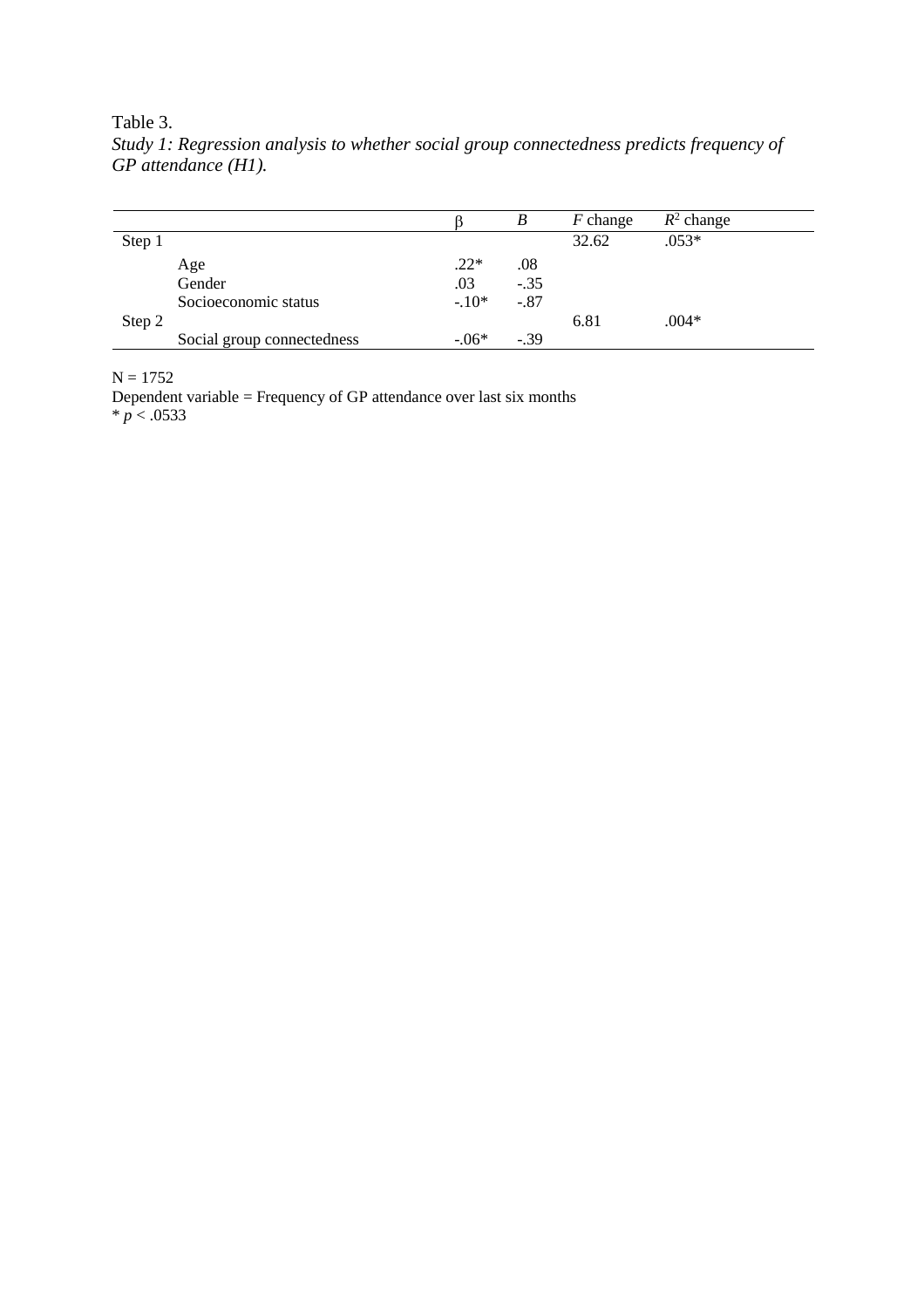Table 3.

*Study 1: Regression analysis to whether social group connectedness predicts frequency of GP attendance (H1).*

| | | β | *B* | *F* change | $R^2$ change |
|---|---|---|---|---|---|
| Step 1 | | | | 32.62 | .053* |
| | Age | .22* | .08 | | |
| | Gender | .03 | -.35 | | |
| | Socioeconomic status | -.10* | -.87 | | |
| Step 2 | | | | 6.81 | .004* |
| | Social group connectedness | -.06* | -.39 | | |

N = 1752

Dependent variable = Frequency of GP attendance over last six months

* $p < .0533$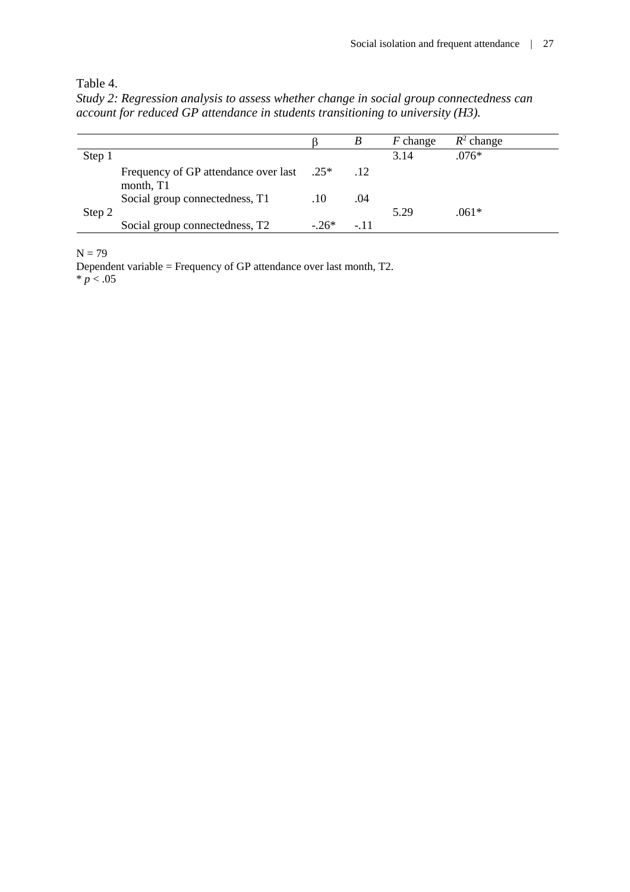Table 4.

*Study 2: Regression analysis to assess whether change in social group connectedness can account for reduced GP attendance in students transitioning to university (H3).*

| | | β | *B* | *F* change | $R^2$ change |
|---|---|---|---|---|---|
| Step 1 | | | | 3.14 | .076* |
| | Frequency of GP attendance over last month, T1 | .25* | .12 | | |
| | Social group connectedness, T1 | .10 | .04 | | |
| Step 2 | | | | 5.29 | .061* |
| | Social group connectedness, T2 | -.26* | -.11 | | |

N = 79

Dependent variable = Frequency of GP attendance over last month, T2.

* $p < .05$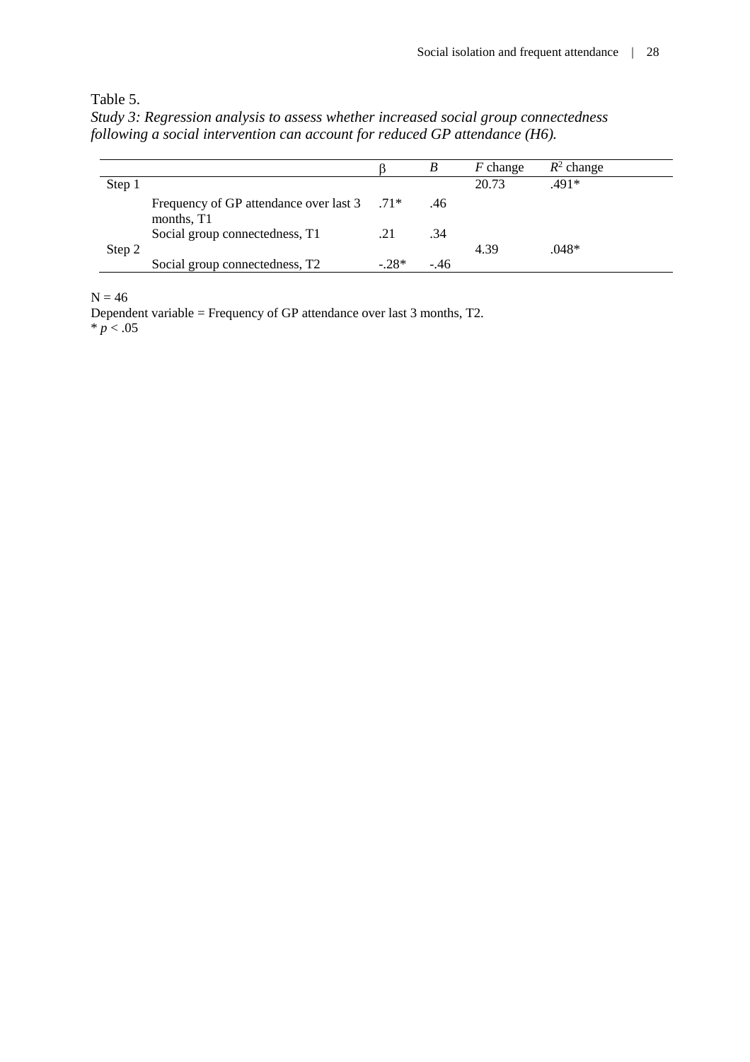Table 5.

*Study 3: Regression analysis to assess whether increased social group connectedness following a social intervention can account for reduced GP attendance (H6).*

| | | β | *B* | *F* change | $R^2$ change |
|---|---|---|---|---|---|
| Step 1 | | | | 20.73 | .491* |
| | Frequency of GP attendance over last 3 months, T1 | .71* | .46 | | |
| | Social group connectedness, T1 | .21 | .34 | | |
| Step 2 | | | | 4.39 | .048* |
| | Social group connectedness, T2 | -.28* | -.46 | | |

N = 46

Dependent variable = Frequency of GP attendance over last 3 months, T2.

* $p < .05$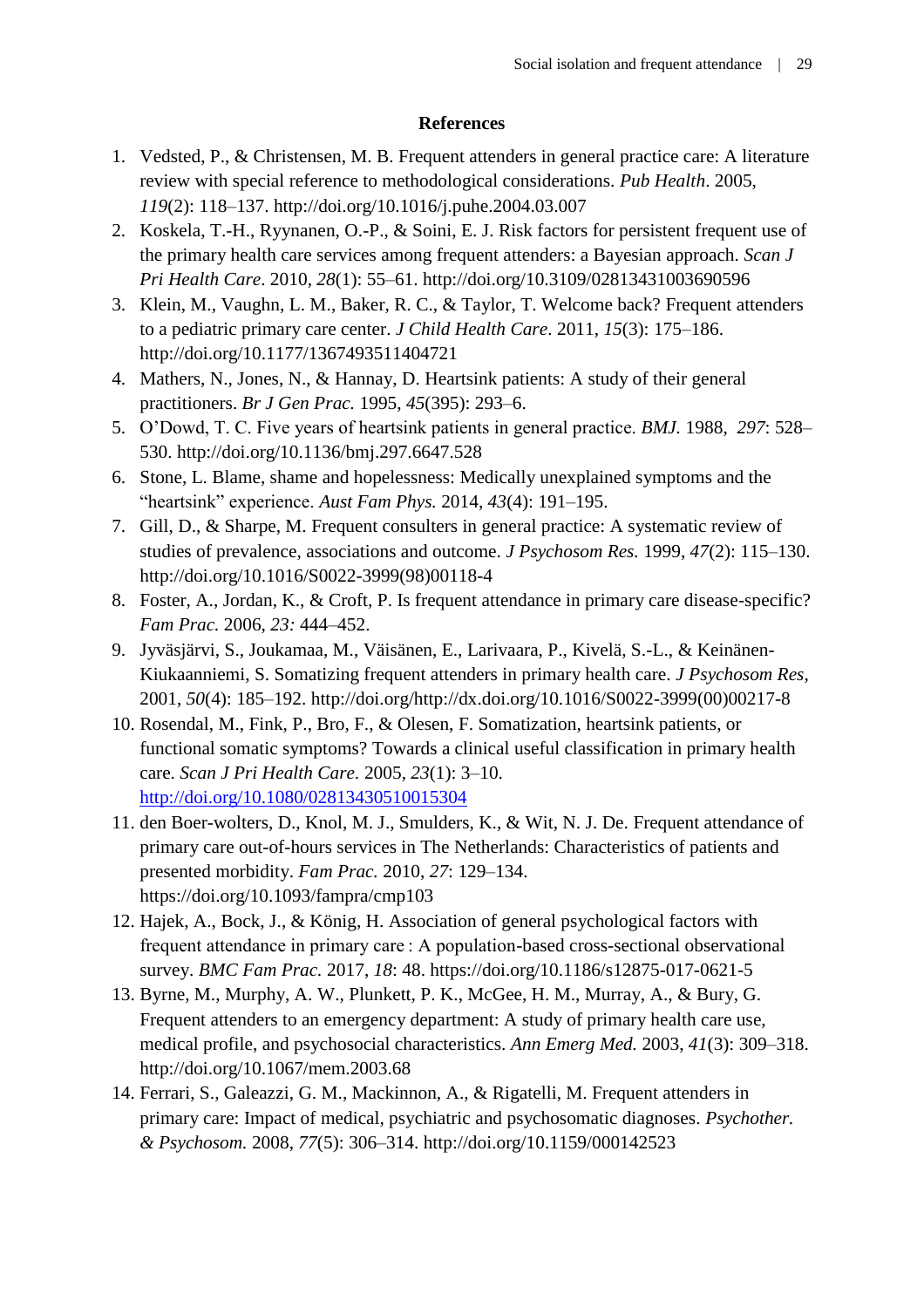## References

1. Vedsted, P., & Christensen, M. B. Frequent attenders in general practice care: A literature review with special reference to methodological considerations. *Pub Health*. 2005, *119*(2): 118–137. http://doi.org/10.1016/j.puhe.2004.03.007
2. Koskela, T.-H., Ryynanen, O.-P., & Soini, E. J. Risk factors for persistent frequent use of the primary health care services among frequent attenders: a Bayesian approach. *Scan J Pri Health Care*. 2010, *28*(1): 55–61. http://doi.org/10.3109/02813431003690596
3. Klein, M., Vaughn, L. M., Baker, R. C., & Taylor, T. Welcome back? Frequent attenders to a pediatric primary care center. *J Child Health Care*. 2011, *15*(3): 175–186. http://doi.org/10.1177/1367493511404721
4. Mathers, N., Jones, N., & Hannay, D. Heartsink patients: A study of their general practitioners. *Br J Gen Prac.* 1995, *45*(395): 293–6.
5. O'Dowd, T. C. Five years of heartsink patients in general practice. *BMJ.* 1988, *297*: 528–530. http://doi.org/10.1136/bmj.297.6647.528
6. Stone, L. Blame, shame and hopelessness: Medically unexplained symptoms and the "heartsink" experience. *Aust Fam Phys.* 2014, *43*(4): 191–195.
7. Gill, D., & Sharpe, M. Frequent consulters in general practice: A systematic review of studies of prevalence, associations and outcome. *J Psychosom Res.* 1999, *47*(2): 115–130. http://doi.org/10.1016/S0022-3999(98)00118-4
8. Foster, A., Jordan, K., & Croft, P. Is frequent attendance in primary care disease-specific? *Fam Prac.* 2006, *23:* 444–452.
9. Jyväsjärvi, S., Joukamaa, M., Väisänen, E., Larivaara, P., Kivelä, S.-L., & Keinänen-Kiukaanniemi, S. Somatizing frequent attenders in primary health care. *J Psychosom Res*, 2001, *50*(4): 185–192. http://doi.org/http://dx.doi.org/10.1016/S0022-3999(00)00217-8
10. Rosendal, M., Fink, P., Bro, F., & Olesen, F. Somatization, heartsink patients, or functional somatic symptoms? Towards a clinical useful classification in primary health care. *Scan J Pri Health Care.* 2005, *23*(1): 3–10. http://doi.org/10.1080/02813430510015304
11. den Boer-wolters, D., Knol, M. J., Smulders, K., & Wit, N. J. De. Frequent attendance of primary care out-of-hours services in The Netherlands: Characteristics of patients and presented morbidity. *Fam Prac.* 2010, *27*: 129–134. https://doi.org/10.1093/fampra/cmp103
12. Hajek, A., Bock, J., & König, H. Association of general psychological factors with frequent attendance in primary care : A population-based cross-sectional observational survey. *BMC Fam Prac.* 2017, *18*: 48. https://doi.org/10.1186/s12875-017-0621-5
13. Byrne, M., Murphy, A. W., Plunkett, P. K., McGee, H. M., Murray, A., & Bury, G. Frequent attenders to an emergency department: A study of primary health care use, medical profile, and psychosocial characteristics. *Ann Emerg Med.* 2003, *41*(3): 309–318. http://doi.org/10.1067/mem.2003.68
14. Ferrari, S., Galeazzi, G. M., Mackinnon, A., & Rigatelli, M. Frequent attenders in primary care: Impact of medical, psychiatric and psychosomatic diagnoses. *Psychother. & Psychosom.* 2008, *77*(5): 306–314. http://doi.org/10.1159/000142523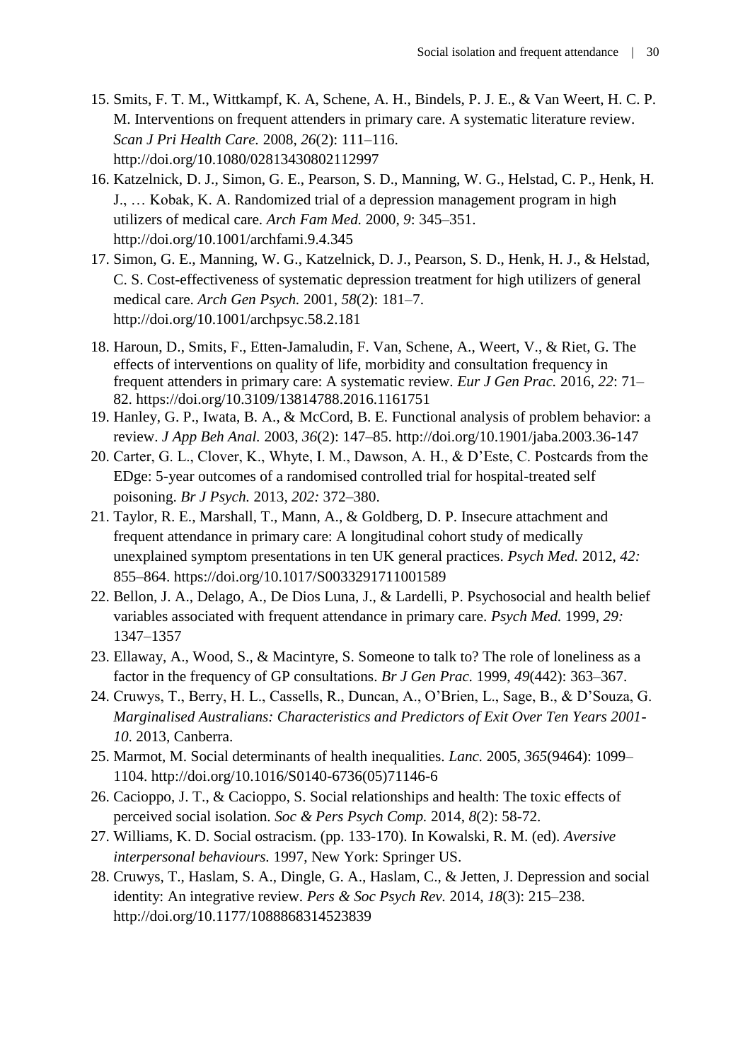15. Smits, F. T. M., Wittkampf, K. A, Schene, A. H., Bindels, P. J. E., & Van Weert, H. C. P. M. Interventions on frequent attenders in primary care. A systematic literature review. *Scan J Pri Health Care.* 2008, *26*(2): 111–116. http://doi.org/10.1080/02813430802112997
16. Katzelnick, D. J., Simon, G. E., Pearson, S. D., Manning, W. G., Helstad, C. P., Henk, H. J., … Kobak, K. A. Randomized trial of a depression management program in high utilizers of medical care. *Arch Fam Med.* 2000, *9*: 345–351. http://doi.org/10.1001/archfami.9.4.345
17. Simon, G. E., Manning, W. G., Katzelnick, D. J., Pearson, S. D., Henk, H. J., & Helstad, C. S. Cost-effectiveness of systematic depression treatment for high utilizers of general medical care. *Arch Gen Psych.* 2001, *58*(2): 181–7. http://doi.org/10.1001/archpsyc.58.2.181
18. Haroun, D., Smits, F., Etten-Jamaludin, F. Van, Schene, A., Weert, V., & Riet, G. The effects of interventions on quality of life, morbidity and consultation frequency in frequent attenders in primary care: A systematic review. *Eur J Gen Prac.* 2016, *22*: 71–82. https://doi.org/10.3109/13814788.2016.1161751
19. Hanley, G. P., Iwata, B. A., & McCord, B. E. Functional analysis of problem behavior: a review. *J App Beh Anal.* 2003, *36*(2): 147–85. http://doi.org/10.1901/jaba.2003.36-147
20. Carter, G. L., Clover, K., Whyte, I. M., Dawson, A. H., & D'Este, C. Postcards from the EDge: 5-year outcomes of a randomised controlled trial for hospital-treated self poisoning. *Br J Psych.* 2013, *202:* 372–380.
21. Taylor, R. E., Marshall, T., Mann, A., & Goldberg, D. P. Insecure attachment and frequent attendance in primary care: A longitudinal cohort study of medically unexplained symptom presentations in ten UK general practices. *Psych Med.* 2012, *42:* 855–864. https://doi.org/10.1017/S0033291711001589
22. Bellon, J. A., Delago, A., De Dios Luna, J., & Lardelli, P. Psychosocial and health belief variables associated with frequent attendance in primary care. *Psych Med.* 1999, *29:* 1347–1357
23. Ellaway, A., Wood, S., & Macintyre, S. Someone to talk to? The role of loneliness as a factor in the frequency of GP consultations. *Br J Gen Prac.* 1999, *49*(442): 363–367.
24. Cruwys, T., Berry, H. L., Cassells, R., Duncan, A., O'Brien, L., Sage, B., & D'Souza, G. *Marginalised Australians: Characteristics and Predictors of Exit Over Ten Years 2001-10.* 2013, Canberra.
25. Marmot, M. Social determinants of health inequalities. *Lanc.* 2005, *365*(9464): 1099–1104. http://doi.org/10.1016/S0140-6736(05)71146-6
26. Cacioppo, J. T., & Cacioppo, S. Social relationships and health: The toxic effects of perceived social isolation. *Soc & Pers Psych Comp.* 2014, *8*(2): 58-72.
27. Williams, K. D. Social ostracism. (pp. 133-170). In Kowalski, R. M. (ed). *Aversive interpersonal behaviours.* 1997, New York: Springer US.
28. Cruwys, T., Haslam, S. A., Dingle, G. A., Haslam, C., & Jetten, J. Depression and social identity: An integrative review. *Pers & Soc Psych Rev.* 2014, *18*(3): 215–238. http://doi.org/10.1177/1088868314523839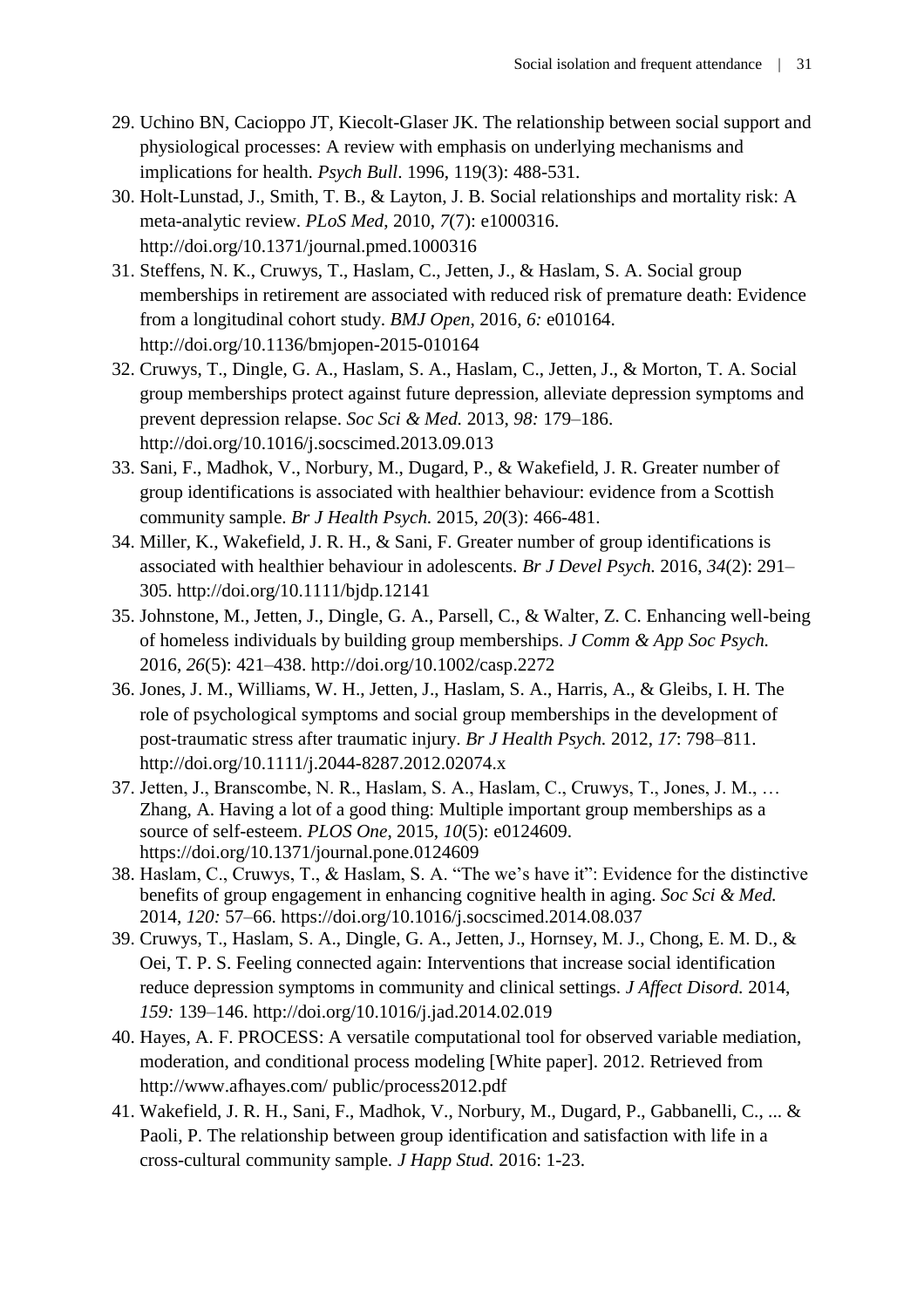29. Uchino BN, Cacioppo JT, Kiecolt-Glaser JK. The relationship between social support and physiological processes: A review with emphasis on underlying mechanisms and implications for health. *Psych Bull*. 1996, 119(3): 488-531.
30. Holt-Lunstad, J., Smith, T. B., & Layton, J. B. Social relationships and mortality risk: A meta-analytic review. *PLoS Med*, 2010, *7*(7): e1000316. http://doi.org/10.1371/journal.pmed.1000316
31. Steffens, N. K., Cruwys, T., Haslam, C., Jetten, J., & Haslam, S. A. Social group memberships in retirement are associated with reduced risk of premature death: Evidence from a longitudinal cohort study. *BMJ Open*, 2016, *6:* e010164. http://doi.org/10.1136/bmjopen-2015-010164
32. Cruwys, T., Dingle, G. A., Haslam, S. A., Haslam, C., Jetten, J., & Morton, T. A. Social group memberships protect against future depression, alleviate depression symptoms and prevent depression relapse. *Soc Sci & Med.* 2013, *98:* 179–186. http://doi.org/10.1016/j.socscimed.2013.09.013
33. Sani, F., Madhok, V., Norbury, M., Dugard, P., & Wakefield, J. R. Greater number of group identifications is associated with healthier behaviour: evidence from a Scottish community sample. *Br J Health Psych.* 2015, *20*(3): 466-481.
34. Miller, K., Wakefield, J. R. H., & Sani, F. Greater number of group identifications is associated with healthier behaviour in adolescents. *Br J Devel Psych.* 2016, *34*(2): 291–305. http://doi.org/10.1111/bjdp.12141
35. Johnstone, M., Jetten, J., Dingle, G. A., Parsell, C., & Walter, Z. C. Enhancing well-being of homeless individuals by building group memberships. *J Comm & App Soc Psych.* 2016, *26*(5): 421–438. http://doi.org/10.1002/casp.2272
36. Jones, J. M., Williams, W. H., Jetten, J., Haslam, S. A., Harris, A., & Gleibs, I. H. The role of psychological symptoms and social group memberships in the development of post-traumatic stress after traumatic injury. *Br J Health Psych.* 2012, *17*: 798–811. http://doi.org/10.1111/j.2044-8287.2012.02074.x
37. Jetten, J., Branscombe, N. R., Haslam, S. A., Haslam, C., Cruwys, T., Jones, J. M., … Zhang, A. Having a lot of a good thing: Multiple important group memberships as a source of self-esteem. *PLOS One*, 2015, *10*(5): e0124609. https://doi.org/10.1371/journal.pone.0124609
38. Haslam, C., Cruwys, T., & Haslam, S. A. "The we's have it": Evidence for the distinctive benefits of group engagement in enhancing cognitive health in aging. *Soc Sci & Med.* 2014, *120:* 57–66. https://doi.org/10.1016/j.socscimed.2014.08.037
39. Cruwys, T., Haslam, S. A., Dingle, G. A., Jetten, J., Hornsey, M. J., Chong, E. M. D., & Oei, T. P. S. Feeling connected again: Interventions that increase social identification reduce depression symptoms in community and clinical settings. *J Affect Disord.* 2014, *159:* 139–146. http://doi.org/10.1016/j.jad.2014.02.019
40. Hayes, A. F. PROCESS: A versatile computational tool for observed variable mediation, moderation, and conditional process modeling [White paper]. 2012. Retrieved from http://www.afhayes.com/ public/process2012.pdf
41. Wakefield, J. R. H., Sani, F., Madhok, V., Norbury, M., Dugard, P., Gabbanelli, C., ... & Paoli, P. The relationship between group identification and satisfaction with life in a cross-cultural community sample. *J Happ Stud.* 2016: 1-23.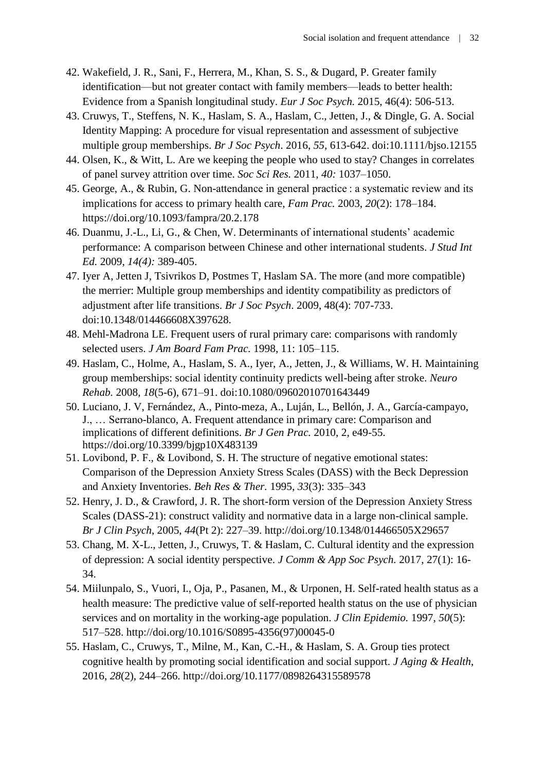42. Wakefield, J. R., Sani, F., Herrera, M., Khan, S. S., & Dugard, P. Greater family identification—but not greater contact with family members—leads to better health: Evidence from a Spanish longitudinal study. *Eur J Soc Psych.* 2015, 46(4): 506-513.
43. Cruwys, T., Steffens, N. K., Haslam, S. A., Haslam, C., Jetten, J., & Dingle, G. A. Social Identity Mapping: A procedure for visual representation and assessment of subjective multiple group memberships. *Br J Soc Psych*. 2016, *55*, 613-642. doi:10.1111/bjso.12155
44. Olsen, K., & Witt, L. Are we keeping the people who used to stay? Changes in correlates of panel survey attrition over time. *Soc Sci Res.* 2011, *40:* 1037–1050.
45. George, A., & Rubin, G. Non-attendance in general practice : a systematic review and its implications for access to primary health care, *Fam Prac.* 2003, *20*(2): 178–184. https://doi.org/10.1093/fampra/20.2.178
46. Duanmu, J.-L., Li, G., & Chen, W. Determinants of international students' academic performance: A comparison between Chinese and other international students. *J Stud Int Ed.* 2009, *14(4):* 389-405.
47. Iyer A, Jetten J, Tsivrikos D, Postmes T, Haslam SA. The more (and more compatible) the merrier: Multiple group memberships and identity compatibility as predictors of adjustment after life transitions. *Br J Soc Psych*. 2009, 48(4): 707-733. doi:10.1348/014466608X397628.
48. Mehl-Madrona LE. Frequent users of rural primary care: comparisons with randomly selected users. *J Am Board Fam Prac.* 1998, 11: 105–115.
49. Haslam, C., Holme, A., Haslam, S. A., Iyer, A., Jetten, J., & Williams, W. H. Maintaining group memberships: social identity continuity predicts well-being after stroke. *Neuro Rehab.* 2008, *18*(5-6), 671–91. doi:10.1080/09602010701643449
50. Luciano, J. V, Fernández, A., Pinto-meza, A., Luján, L., Bellón, J. A., García-campayo, J., … Serrano-blanco, A. Frequent attendance in primary care: Comparison and implications of different definitions. *Br J Gen Prac.* 2010, 2, e49-55. https://doi.org/10.3399/bjgp10X483139
51. Lovibond, P. F., & Lovibond, S. H. The structure of negative emotional states: Comparison of the Depression Anxiety Stress Scales (DASS) with the Beck Depression and Anxiety Inventories. *Beh Res & Ther.* 1995, *33*(3): 335–343
52. Henry, J. D., & Crawford, J. R. The short-form version of the Depression Anxiety Stress Scales (DASS-21): construct validity and normative data in a large non-clinical sample. *Br J Clin Psych*, 2005, *44*(Pt 2): 227–39. http://doi.org/10.1348/014466505X29657
53. Chang, M. X-L., Jetten, J., Cruwys, T. & Haslam, C. Cultural identity and the expression of depression: A social identity perspective. *J Comm & App Soc Psych.* 2017, 27(1): 16-34.
54. Miilunpalo, S., Vuori, I., Oja, P., Pasanen, M., & Urponen, H. Self-rated health status as a health measure: The predictive value of self-reported health status on the use of physician services and on mortality in the working-age population. *J Clin Epidemio.* 1997, *50*(5): 517–528. http://doi.org/10.1016/S0895-4356(97)00045-0
55. Haslam, C., Cruwys, T., Milne, M., Kan, C.-H., & Haslam, S. A. Group ties protect cognitive health by promoting social identification and social support. *J Aging & Health*, 2016, *28*(2), 244–266. http://doi.org/10.1177/0898264315589578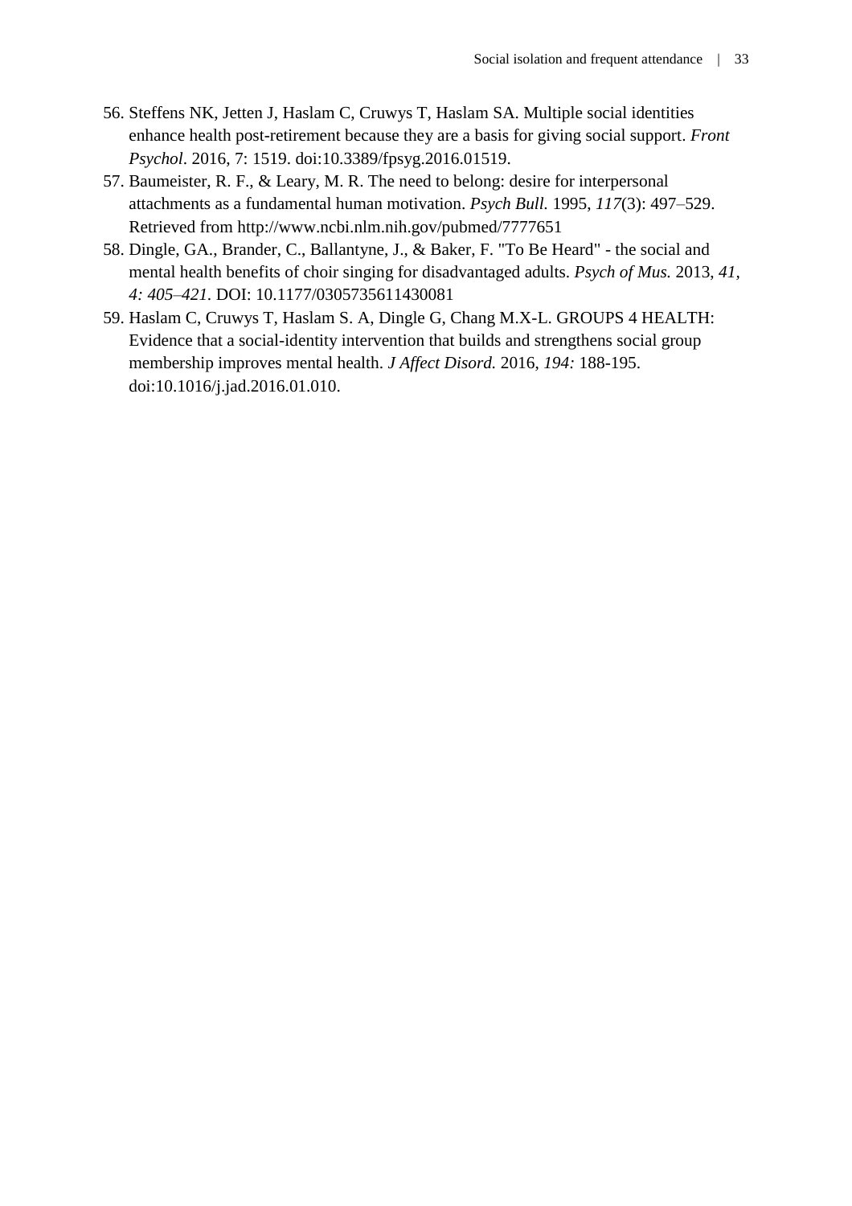56. Steffens NK, Jetten J, Haslam C, Cruwys T, Haslam SA. Multiple social identities enhance health post-retirement because they are a basis for giving social support. *Front Psychol*. 2016, 7: 1519. doi:10.3389/fpsyg.2016.01519.
57. Baumeister, R. F., & Leary, M. R. The need to belong: desire for interpersonal attachments as a fundamental human motivation. *Psych Bull.* 1995, *117*(3): 497–529. Retrieved from http://www.ncbi.nlm.nih.gov/pubmed/7777651
58. Dingle, GA., Brander, C., Ballantyne, J., & Baker, F. "To Be Heard" - the social and mental health benefits of choir singing for disadvantaged adults. *Psych of Mus.* 2013, *41, 4: 405–421.* DOI: 10.1177/0305735611430081
59. Haslam C, Cruwys T, Haslam S. A, Dingle G, Chang M.X-L. GROUPS 4 HEALTH: Evidence that a social-identity intervention that builds and strengthens social group membership improves mental health. *J Affect Disord.* 2016, *194:* 188-195. doi:10.1016/j.jad.2016.01.010.